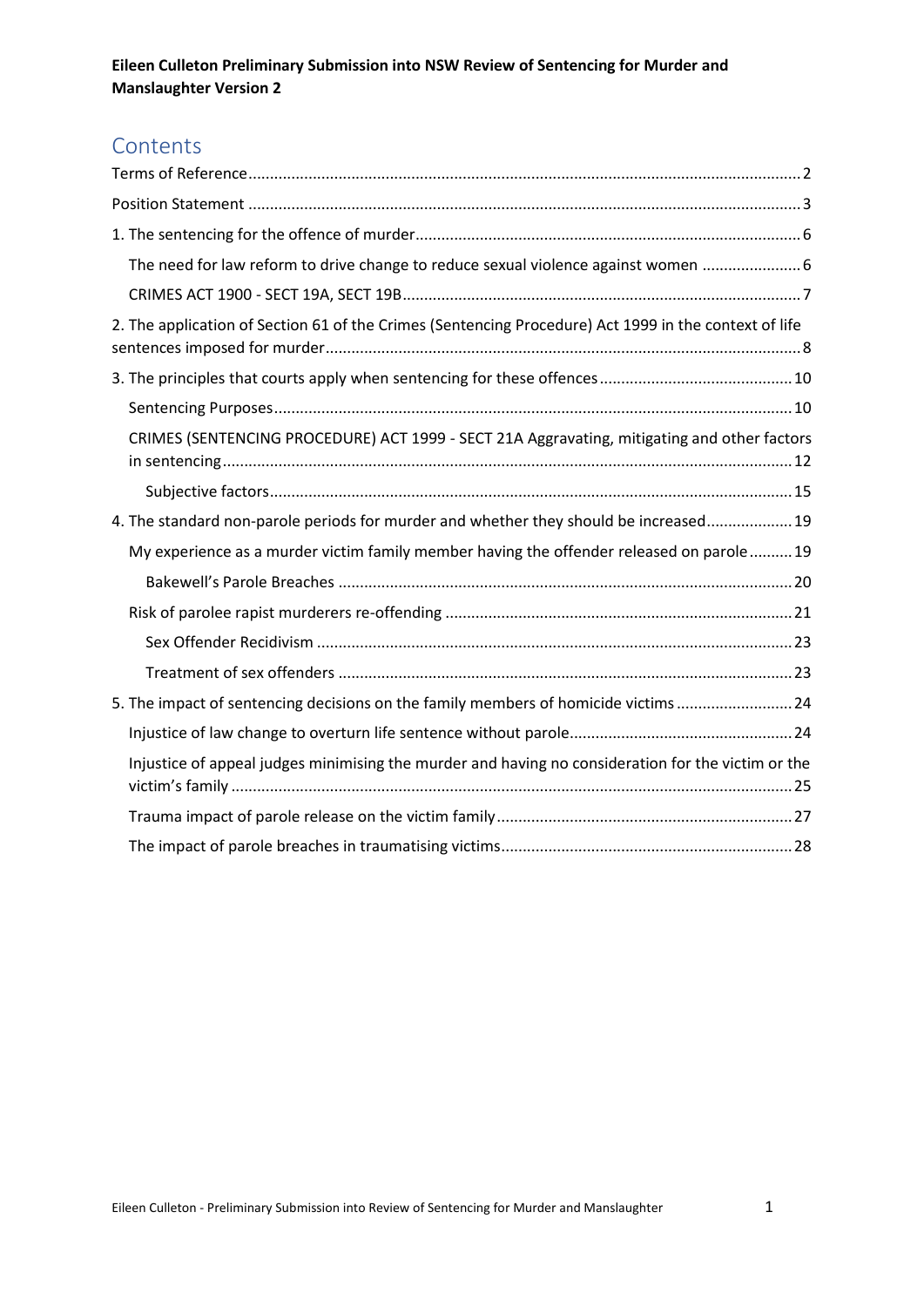**Eileen Culleton Preliminary Submission into NSW Review of Sentencing for Murder and Manslaughter Version 2**

## Contents

- Terms of Reference .......... 2
- Position Statement .......... 3
- 1. The sentencing for the offence of murder .......... 6
  - The need for law reform to drive change to reduce sexual violence against women .......... 6
  - CRIMES ACT 1900 - SECT 19A, SECT 19B .......... 7
- 2. The application of Section 61 of the Crimes (Sentencing Procedure) Act 1999 in the context of life sentences imposed for murder .......... 8
- 3. The principles that courts apply when sentencing for these offences .......... 10
  - Sentencing Purposes .......... 10
  - CRIMES (SENTENCING PROCEDURE) ACT 1999 - SECT 21A Aggravating, mitigating and other factors in sentencing .......... 12
    - Subjective factors .......... 15
- 4. The standard non-parole periods for murder and whether they should be increased .......... 19
  - My experience as a murder victim family member having the offender released on parole .......... 19
    - Bakewell's Parole Breaches .......... 20
  - Risk of parolee rapist murderers re-offending .......... 21
    - Sex Offender Recidivism .......... 23
    - Treatment of sex offenders .......... 23
- 5. The impact of sentencing decisions on the family members of homicide victims .......... 24
  - Injustice of law change to overturn life sentence without parole .......... 24
  - Injustice of appeal judges minimising the murder and having no consideration for the victim or the victim's family .......... 25
  - Trauma impact of parole release on the victim family .......... 27
  - The impact of parole breaches in traumatising victims .......... 28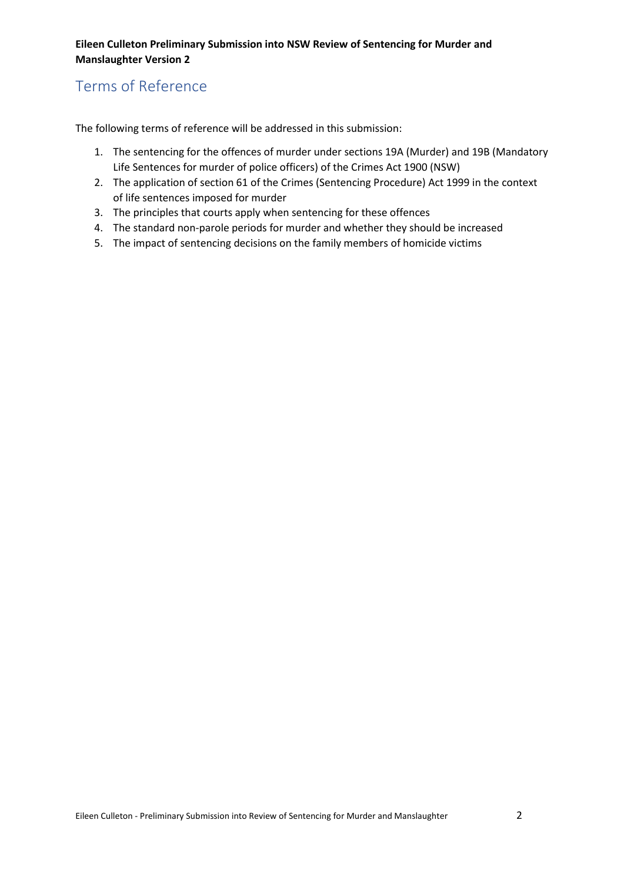## Terms of Reference

The following terms of reference will be addressed in this submission:

1. The sentencing for the offences of murder under sections 19A (Murder) and 19B (Mandatory Life Sentences for murder of police officers) of the Crimes Act 1900 (NSW)
2. The application of section 61 of the Crimes (Sentencing Procedure) Act 1999 in the context of life sentences imposed for murder
3. The principles that courts apply when sentencing for these offences
4. The standard non-parole periods for murder and whether they should be increased
5. The impact of sentencing decisions on the family members of homicide victims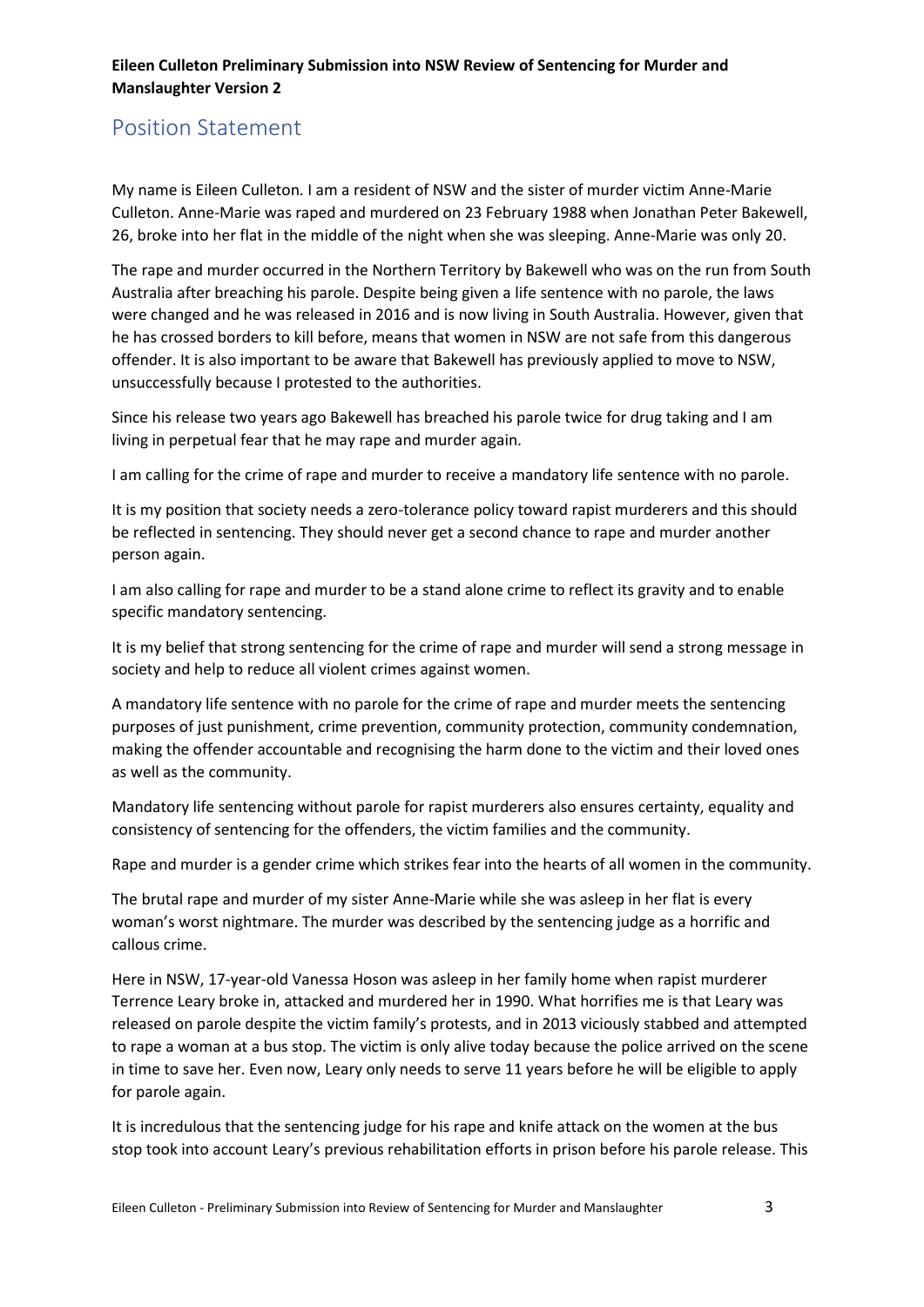## Position Statement

My name is Eileen Culleton. I am a resident of NSW and the sister of murder victim Anne-Marie Culleton. Anne-Marie was raped and murdered on 23 February 1988 when Jonathan Peter Bakewell, 26, broke into her flat in the middle of the night when she was sleeping. Anne-Marie was only 20.

The rape and murder occurred in the Northern Territory by Bakewell who was on the run from South Australia after breaching his parole. Despite being given a life sentence with no parole, the laws were changed and he was released in 2016 and is now living in South Australia. However, given that he has crossed borders to kill before, means that women in NSW are not safe from this dangerous offender. It is also important to be aware that Bakewell has previously applied to move to NSW, unsuccessfully because I protested to the authorities.

Since his release two years ago Bakewell has breached his parole twice for drug taking and I am living in perpetual fear that he may rape and murder again.

I am calling for the crime of rape and murder to receive a mandatory life sentence with no parole.

It is my position that society needs a zero-tolerance policy toward rapist murderers and this should be reflected in sentencing. They should never get a second chance to rape and murder another person again.

I am also calling for rape and murder to be a stand alone crime to reflect its gravity and to enable specific mandatory sentencing.

It is my belief that strong sentencing for the crime of rape and murder will send a strong message in society and help to reduce all violent crimes against women.

A mandatory life sentence with no parole for the crime of rape and murder meets the sentencing purposes of just punishment, crime prevention, community protection, community condemnation, making the offender accountable and recognising the harm done to the victim and their loved ones as well as the community.

Mandatory life sentencing without parole for rapist murderers also ensures certainty, equality and consistency of sentencing for the offenders, the victim families and the community.

Rape and murder is a gender crime which strikes fear into the hearts of all women in the community.

The brutal rape and murder of my sister Anne-Marie while she was asleep in her flat is every woman's worst nightmare. The murder was described by the sentencing judge as a horrific and callous crime.

Here in NSW, 17-year-old Vanessa Hoson was asleep in her family home when rapist murderer Terrence Leary broke in, attacked and murdered her in 1990. What horrifies me is that Leary was released on parole despite the victim family's protests, and in 2013 viciously stabbed and attempted to rape a woman at a bus stop. The victim is only alive today because the police arrived on the scene in time to save her. Even now, Leary only needs to serve 11 years before he will be eligible to apply for parole again.

It is incredulous that the sentencing judge for his rape and knife attack on the women at the bus stop took into account Leary's previous rehabilitation efforts in prison before his parole release. This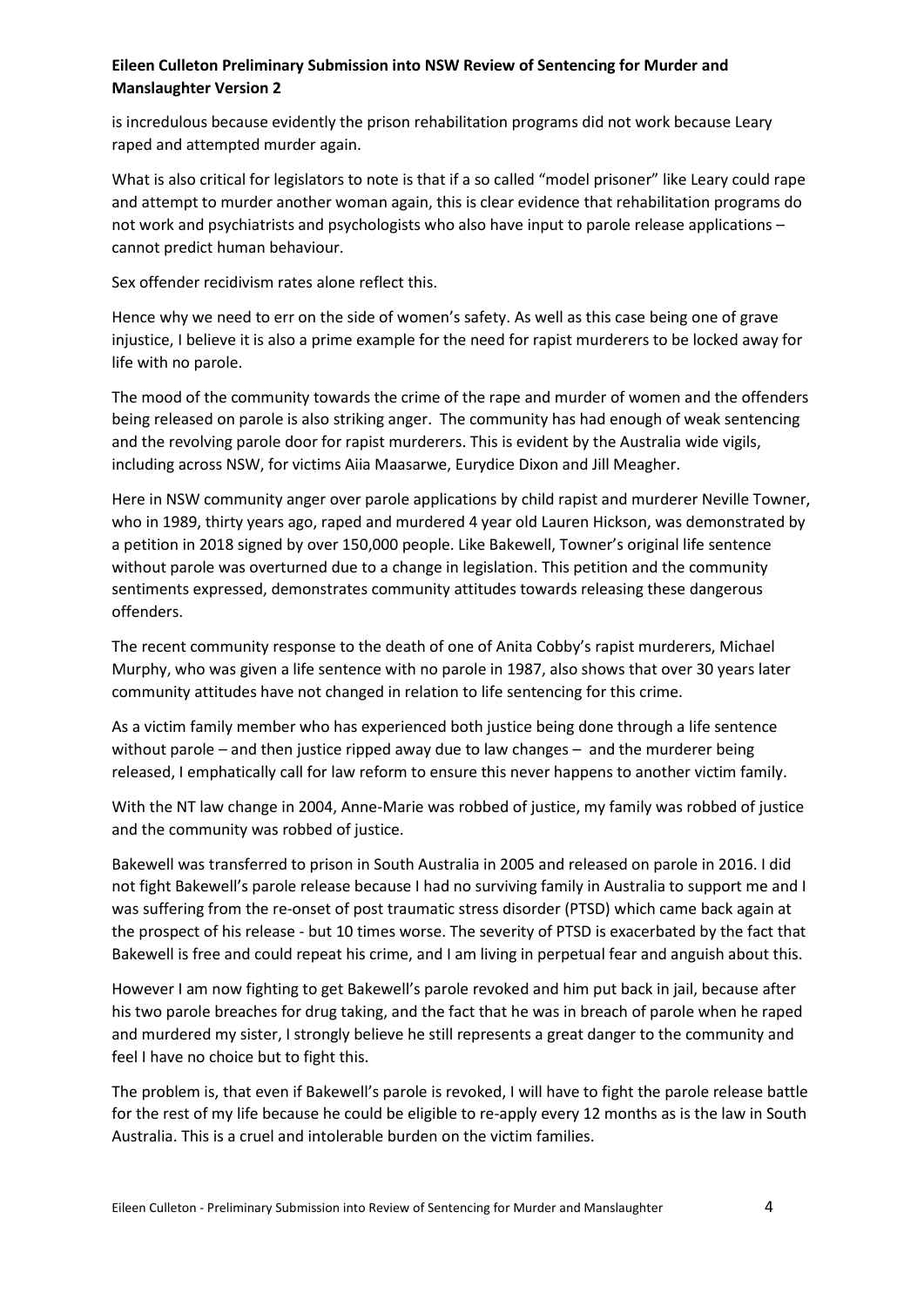is incredulous because evidently the prison rehabilitation programs did not work because Leary raped and attempted murder again.

What is also critical for legislators to note is that if a so called "model prisoner" like Leary could rape and attempt to murder another woman again, this is clear evidence that rehabilitation programs do not work and psychiatrists and psychologists who also have input to parole release applications – cannot predict human behaviour.

Sex offender recidivism rates alone reflect this.

Hence why we need to err on the side of women's safety. As well as this case being one of grave injustice, I believe it is also a prime example for the need for rapist murderers to be locked away for life with no parole.

The mood of the community towards the crime of the rape and murder of women and the offenders being released on parole is also striking anger. The community has had enough of weak sentencing and the revolving parole door for rapist murderers. This is evident by the Australia wide vigils, including across NSW, for victims Aiia Maasarwe, Eurydice Dixon and Jill Meagher.

Here in NSW community anger over parole applications by child rapist and murderer Neville Towner, who in 1989, thirty years ago, raped and murdered 4 year old Lauren Hickson, was demonstrated by a petition in 2018 signed by over 150,000 people. Like Bakewell, Towner's original life sentence without parole was overturned due to a change in legislation. This petition and the community sentiments expressed, demonstrates community attitudes towards releasing these dangerous offenders.

The recent community response to the death of one of Anita Cobby's rapist murderers, Michael Murphy, who was given a life sentence with no parole in 1987, also shows that over 30 years later community attitudes have not changed in relation to life sentencing for this crime.

As a victim family member who has experienced both justice being done through a life sentence without parole – and then justice ripped away due to law changes – and the murderer being released, I emphatically call for law reform to ensure this never happens to another victim family.

With the NT law change in 2004, Anne-Marie was robbed of justice, my family was robbed of justice and the community was robbed of justice.

Bakewell was transferred to prison in South Australia in 2005 and released on parole in 2016. I did not fight Bakewell's parole release because I had no surviving family in Australia to support me and I was suffering from the re-onset of post traumatic stress disorder (PTSD) which came back again at the prospect of his release - but 10 times worse. The severity of PTSD is exacerbated by the fact that Bakewell is free and could repeat his crime, and I am living in perpetual fear and anguish about this.

However I am now fighting to get Bakewell's parole revoked and him put back in jail, because after his two parole breaches for drug taking, and the fact that he was in breach of parole when he raped and murdered my sister, I strongly believe he still represents a great danger to the community and feel I have no choice but to fight this.

The problem is, that even if Bakewell's parole is revoked, I will have to fight the parole release battle for the rest of my life because he could be eligible to re-apply every 12 months as is the law in South Australia. This is a cruel and intolerable burden on the victim families.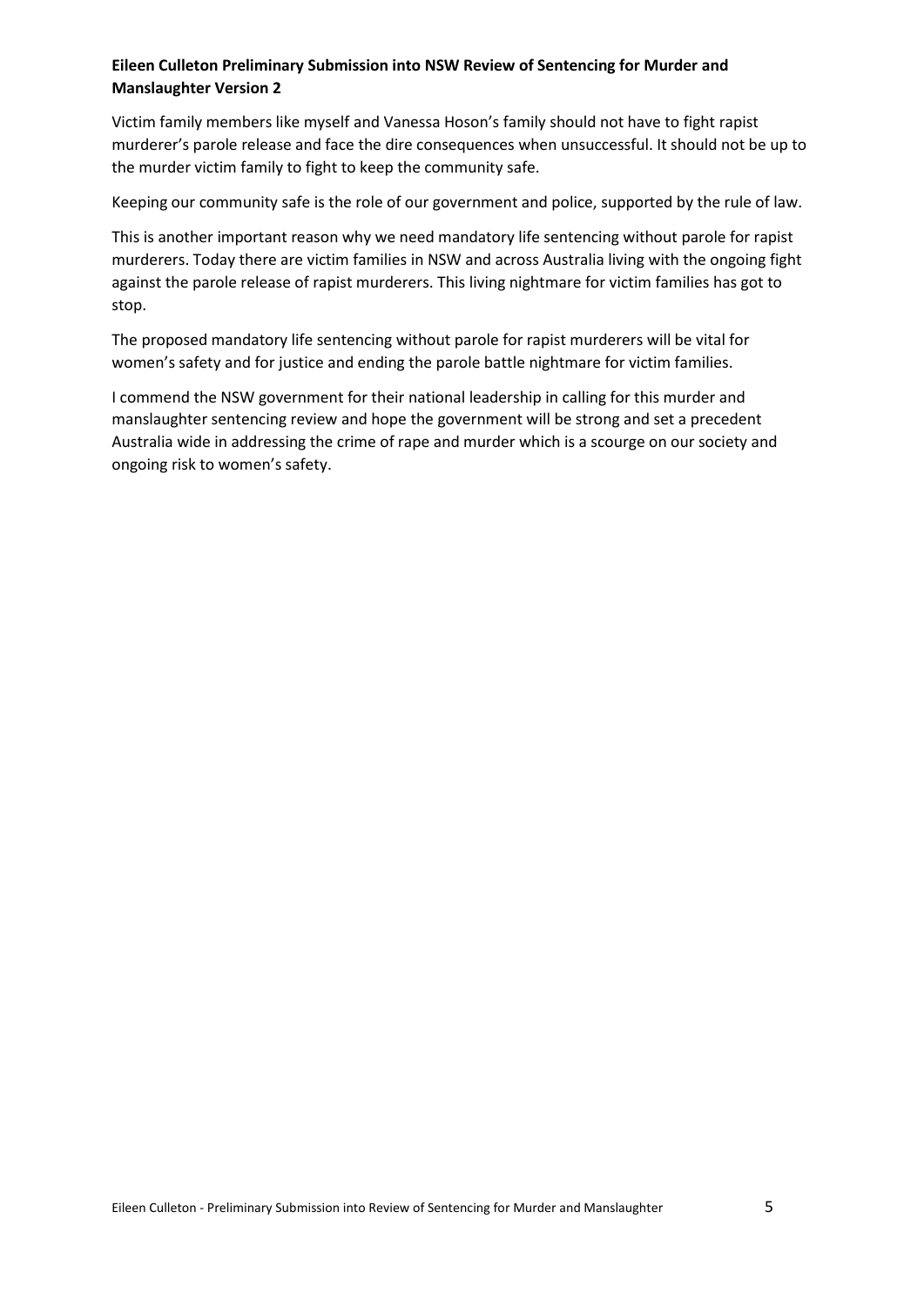**Eileen Culleton Preliminary Submission into NSW Review of Sentencing for Murder and Manslaughter Version 2**

Victim family members like myself and Vanessa Hoson's family should not have to fight rapist murderer's parole release and face the dire consequences when unsuccessful. It should not be up to the murder victim family to fight to keep the community safe.

Keeping our community safe is the role of our government and police, supported by the rule of law.

This is another important reason why we need mandatory life sentencing without parole for rapist murderers. Today there are victim families in NSW and across Australia living with the ongoing fight against the parole release of rapist murderers. This living nightmare for victim families has got to stop.

The proposed mandatory life sentencing without parole for rapist murderers will be vital for women's safety and for justice and ending the parole battle nightmare for victim families.

I commend the NSW government for their national leadership in calling for this murder and manslaughter sentencing review and hope the government will be strong and set a precedent Australia wide in addressing the crime of rape and murder which is a scourge on our society and ongoing risk to women's safety.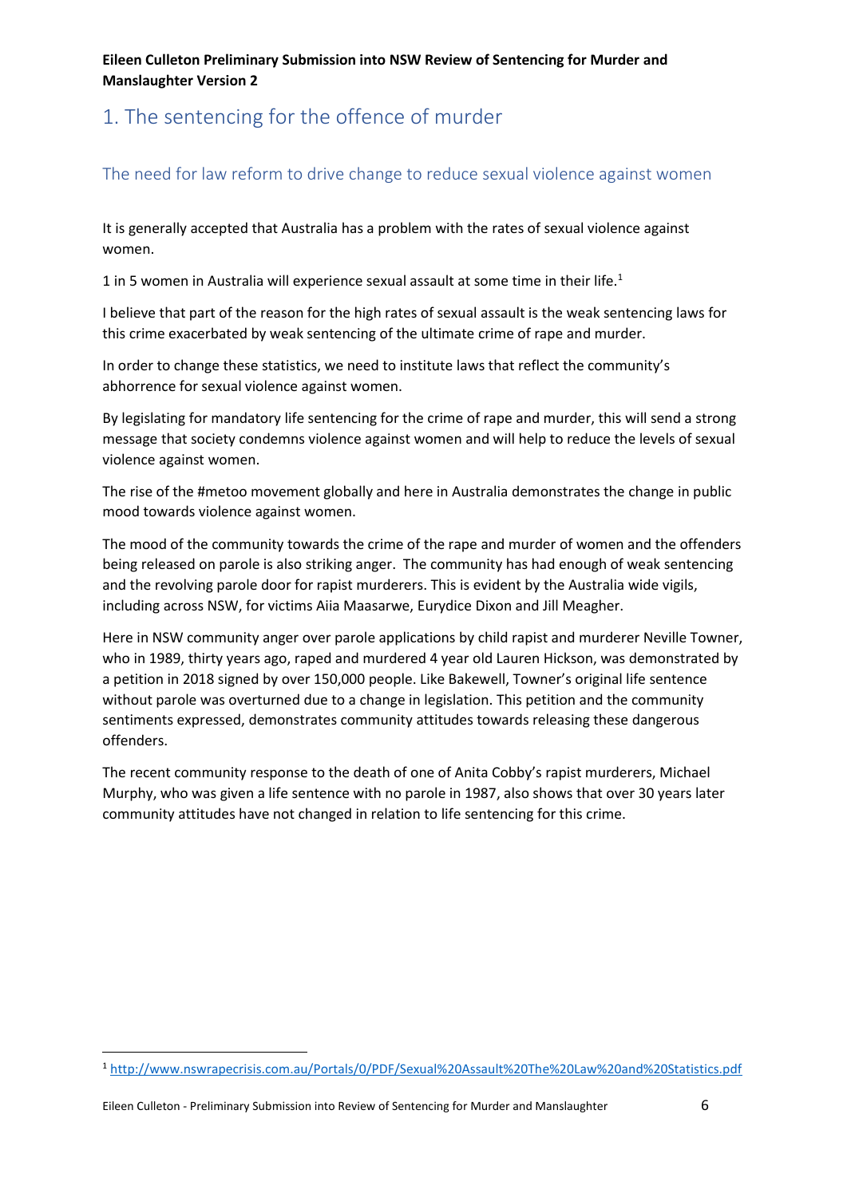# 1. The sentencing for the offence of murder

## The need for law reform to drive change to reduce sexual violence against women

It is generally accepted that Australia has a problem with the rates of sexual violence against women.

1 in 5 women in Australia will experience sexual assault at some time in their life.[1]

I believe that part of the reason for the high rates of sexual assault is the weak sentencing laws for this crime exacerbated by weak sentencing of the ultimate crime of rape and murder.

In order to change these statistics, we need to institute laws that reflect the community's abhorrence for sexual violence against women.

By legislating for mandatory life sentencing for the crime of rape and murder, this will send a strong message that society condemns violence against women and will help to reduce the levels of sexual violence against women.

The rise of the #metoo movement globally and here in Australia demonstrates the change in public mood towards violence against women.

The mood of the community towards the crime of the rape and murder of women and the offenders being released on parole is also striking anger. The community has had enough of weak sentencing and the revolving parole door for rapist murderers. This is evident by the Australia wide vigils, including across NSW, for victims Aiia Maasarwe, Eurydice Dixon and Jill Meagher.

Here in NSW community anger over parole applications by child rapist and murderer Neville Towner, who in 1989, thirty years ago, raped and murdered 4 year old Lauren Hickson, was demonstrated by a petition in 2018 signed by over 150,000 people. Like Bakewell, Towner's original life sentence without parole was overturned due to a change in legislation. This petition and the community sentiments expressed, demonstrates community attitudes towards releasing these dangerous offenders.

The recent community response to the death of one of Anita Cobby's rapist murderers, Michael Murphy, who was given a life sentence with no parole in 1987, also shows that over 30 years later community attitudes have not changed in relation to life sentencing for this crime.

[1] http://www.nswrapecrisis.com.au/Portals/0/PDF/Sexual%20Assault%20The%20Law%20and%20Statistics.pdf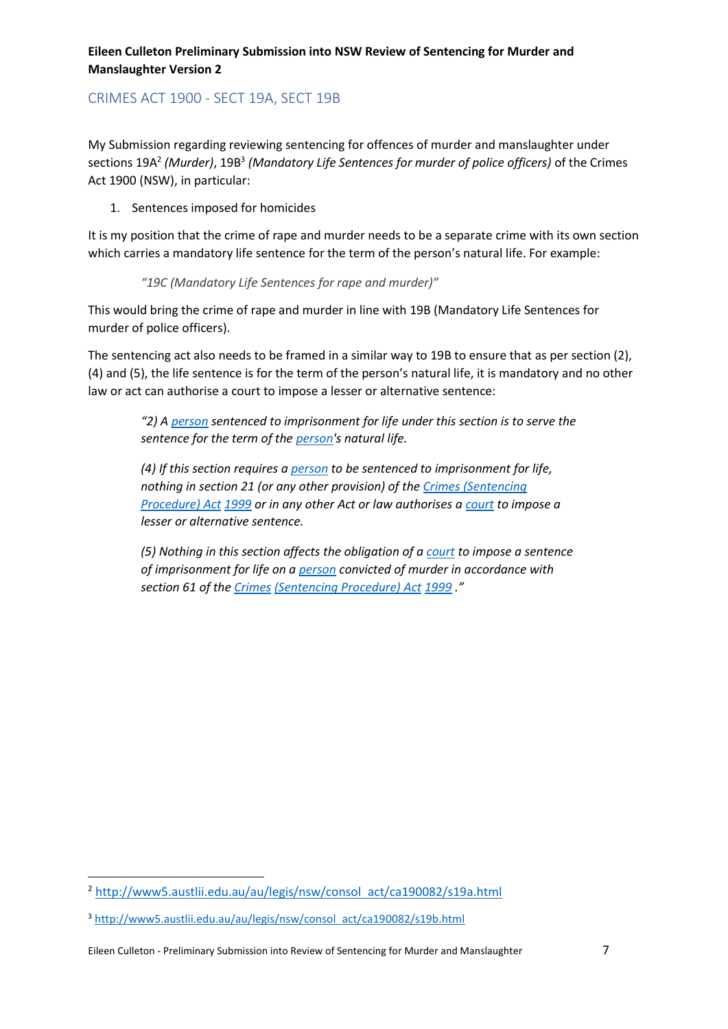**Eileen Culleton Preliminary Submission into NSW Review of Sentencing for Murder and Manslaughter Version 2**

## CRIMES ACT 1900 - SECT 19A, SECT 19B

My Submission regarding reviewing sentencing for offences of murder and manslaughter under sections 19A[2] *(Murder)*, 19B[3] *(Mandatory Life Sentences for murder of police officers)* of the Crimes Act 1900 (NSW), in particular:

1. Sentences imposed for homicides

It is my position that the crime of rape and murder needs to be a separate crime with its own section which carries a mandatory life sentence for the term of the person's natural life. For example:

> *"19C (Mandatory Life Sentences for rape and murder)"*

This would bring the crime of rape and murder in line with 19B (Mandatory Life Sentences for murder of police officers).

The sentencing act also needs to be framed in a similar way to 19B to ensure that as per section (2), (4) and (5), the life sentence is for the term of the person's natural life, it is mandatory and no other law or act can authorise a court to impose a lesser or alternative sentence:

> *"2) A person sentenced to imprisonment for life under this section is to serve the sentence for the term of the person's natural life.*
>
> *(4) If this section requires a person to be sentenced to imprisonment for life, nothing in section 21 (or any other provision) of the Crimes (Sentencing Procedure) Act 1999 or in any other Act or law authorises a court to impose a lesser or alternative sentence.*
>
> *(5) Nothing in this section affects the obligation of a court to impose a sentence of imprisonment for life on a person convicted of murder in accordance with section 61 of the Crimes (Sentencing Procedure) Act 1999 ."*

---

[2] http://www5.austlii.edu.au/au/legis/nsw/consol_act/ca190082/s19a.html

[3] http://www5.austlii.edu.au/au/legis/nsw/consol_act/ca190082/s19b.html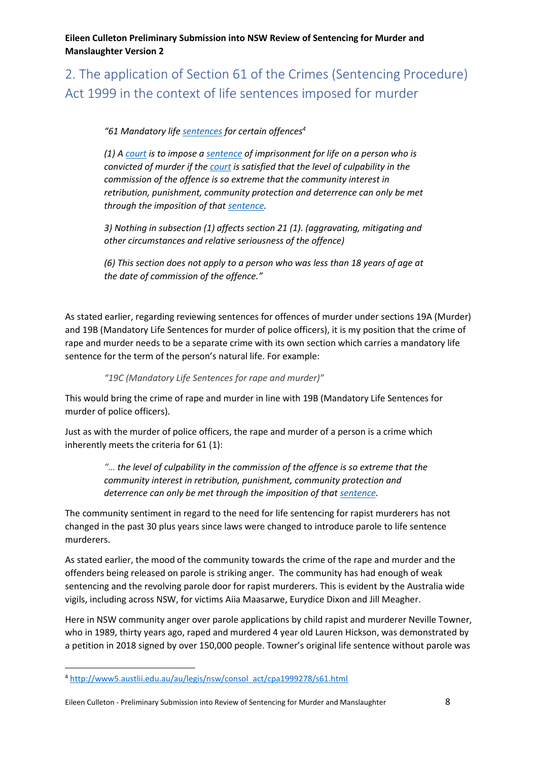## 2. The application of Section 61 of the Crimes (Sentencing Procedure) Act 1999 in the context of life sentences imposed for murder

> *"61 Mandatory life sentences for certain offences*[4]
>
> *(1) A court is to impose a sentence of imprisonment for life on a person who is convicted of murder if the court is satisfied that the level of culpability in the commission of the offence is so extreme that the community interest in retribution, punishment, community protection and deterrence can only be met through the imposition of that sentence.*
>
> *3) Nothing in subsection (1) affects section 21 (1). (aggravating, mitigating and other circumstances and relative seriousness of the offence)*
>
> *(6) This section does not apply to a person who was less than 18 years of age at the date of commission of the offence."*

As stated earlier, regarding reviewing sentences for offences of murder under sections 19A (Murder) and 19B (Mandatory Life Sentences for murder of police officers), it is my position that the crime of rape and murder needs to be a separate crime with its own section which carries a mandatory life sentence for the term of the person's natural life. For example:

> *"19C (Mandatory Life Sentences for rape and murder)"*

This would bring the crime of rape and murder in line with 19B (Mandatory Life Sentences for murder of police officers).

Just as with the murder of police officers, the rape and murder of a person is a crime which inherently meets the criteria for 61 (1):

> *"… the level of culpability in the commission of the offence is so extreme that the community interest in retribution, punishment, community protection and deterrence can only be met through the imposition of that sentence.*

The community sentiment in regard to the need for life sentencing for rapist murderers has not changed in the past 30 plus years since laws were changed to introduce parole to life sentence murderers.

As stated earlier, the mood of the community towards the crime of the rape and murder and the offenders being released on parole is striking anger. The community has had enough of weak sentencing and the revolving parole door for rapist murderers. This is evident by the Australia wide vigils, including across NSW, for victims Aiia Maasarwe, Eurydice Dixon and Jill Meagher.

Here in NSW community anger over parole applications by child rapist and murderer Neville Towner, who in 1989, thirty years ago, raped and murdered 4 year old Lauren Hickson, was demonstrated by a petition in 2018 signed by over 150,000 people. Towner's original life sentence without parole was

---

[4] http://www5.austlii.edu.au/au/legis/nsw/consol_act/cpa1999278/s61.html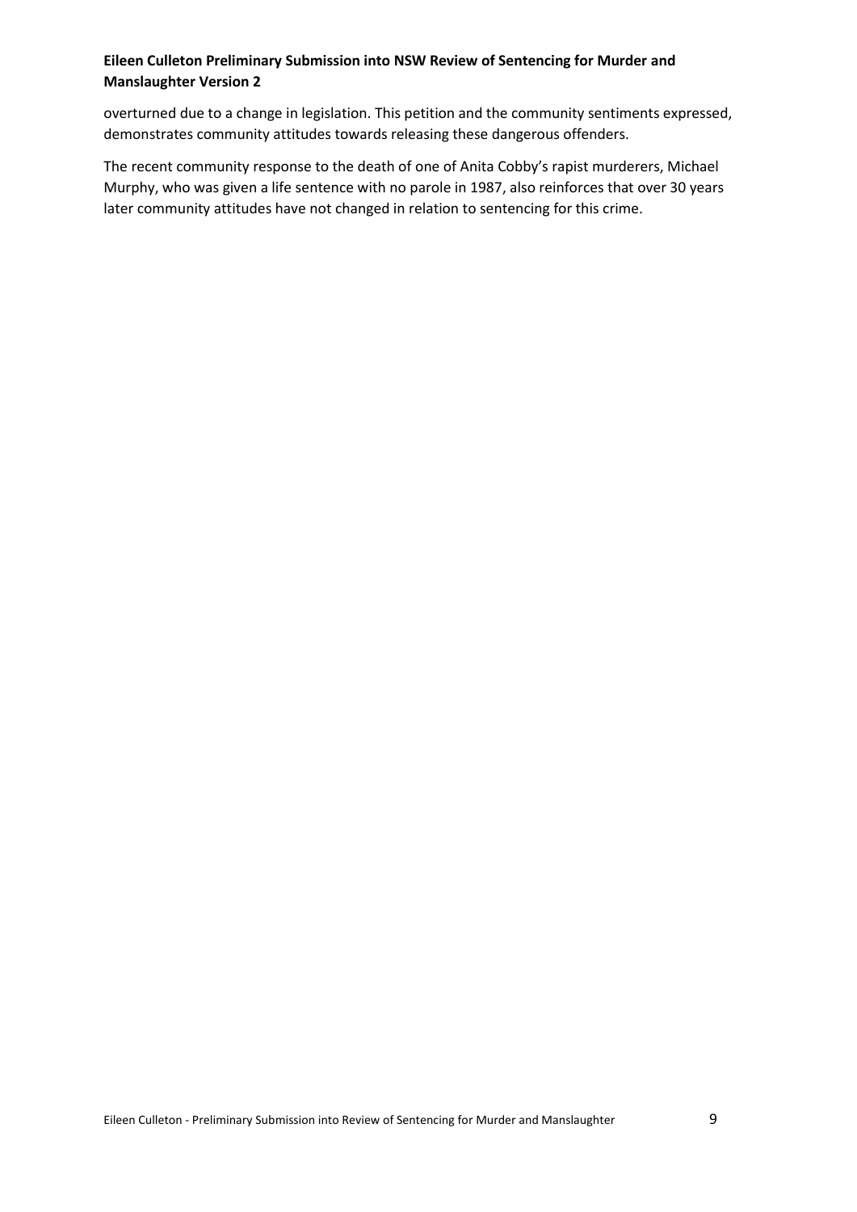overturned due to a change in legislation. This petition and the community sentiments expressed, demonstrates community attitudes towards releasing these dangerous offenders.

The recent community response to the death of one of Anita Cobby's rapist murderers, Michael Murphy, who was given a life sentence with no parole in 1987, also reinforces that over 30 years later community attitudes have not changed in relation to sentencing for this crime.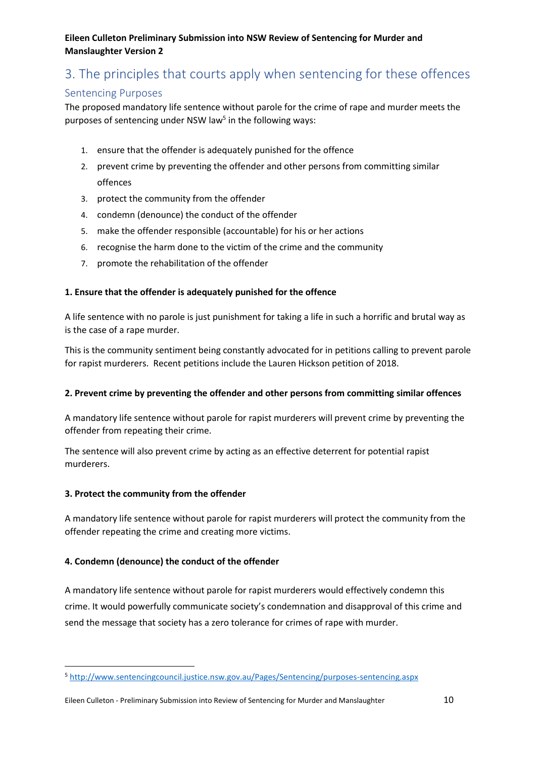## 3. The principles that courts apply when sentencing for these offences

### Sentencing Purposes

The proposed mandatory life sentence without parole for the crime of rape and murder meets the purposes of sentencing under NSW law[5] in the following ways:

1. ensure that the offender is adequately punished for the offence
2. prevent crime by preventing the offender and other persons from committing similar offences
3. protect the community from the offender
4. condemn (denounce) the conduct of the offender
5. make the offender responsible (accountable) for his or her actions
6. recognise the harm done to the victim of the crime and the community
7. promote the rehabilitation of the offender

**1. Ensure that the offender is adequately punished for the offence**

A life sentence with no parole is just punishment for taking a life in such a horrific and brutal way as is the case of a rape murder.

This is the community sentiment being constantly advocated for in petitions calling to prevent parole for rapist murderers. Recent petitions include the Lauren Hickson petition of 2018.

**2. Prevent crime by preventing the offender and other persons from committing similar offences**

A mandatory life sentence without parole for rapist murderers will prevent crime by preventing the offender from repeating their crime.

The sentence will also prevent crime by acting as an effective deterrent for potential rapist murderers.

**3. Protect the community from the offender**

A mandatory life sentence without parole for rapist murderers will protect the community from the offender repeating the crime and creating more victims.

**4. Condemn (denounce) the conduct of the offender**

A mandatory life sentence without parole for rapist murderers would effectively condemn this crime. It would powerfully communicate society's condemnation and disapproval of this crime and send the message that society has a zero tolerance for crimes of rape with murder.

---

[5] http://www.sentencingcouncil.justice.nsw.gov.au/Pages/Sentencing/purposes-sentencing.aspx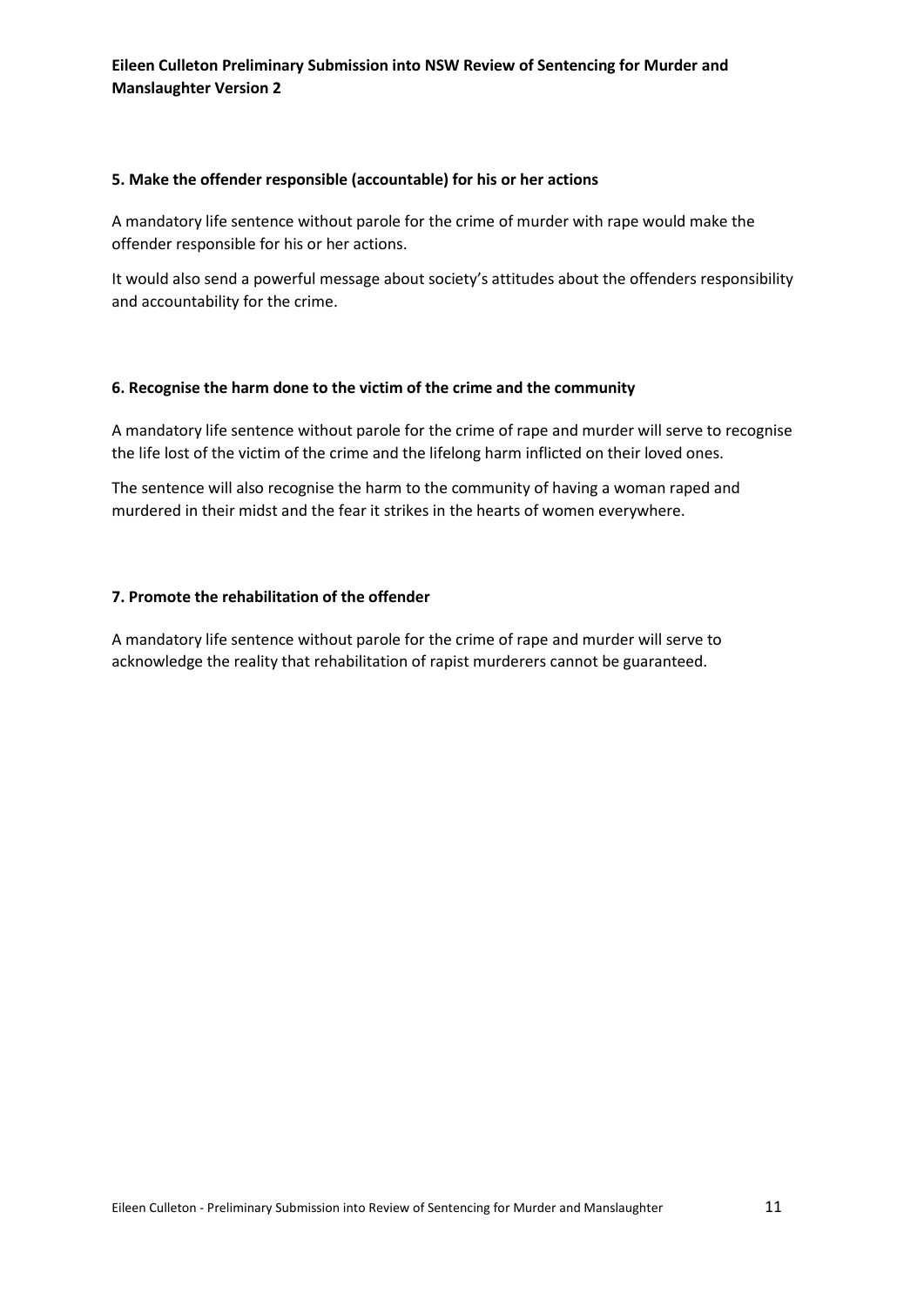### 5. Make the offender responsible (accountable) for his or her actions

A mandatory life sentence without parole for the crime of murder with rape would make the offender responsible for his or her actions.

It would also send a powerful message about society's attitudes about the offenders responsibility and accountability for the crime.

### 6. Recognise the harm done to the victim of the crime and the community

A mandatory life sentence without parole for the crime of rape and murder will serve to recognise the life lost of the victim of the crime and the lifelong harm inflicted on their loved ones.

The sentence will also recognise the harm to the community of having a woman raped and murdered in their midst and the fear it strikes in the hearts of women everywhere.

### 7. Promote the rehabilitation of the offender

A mandatory life sentence without parole for the crime of rape and murder will serve to acknowledge the reality that rehabilitation of rapist murderers cannot be guaranteed.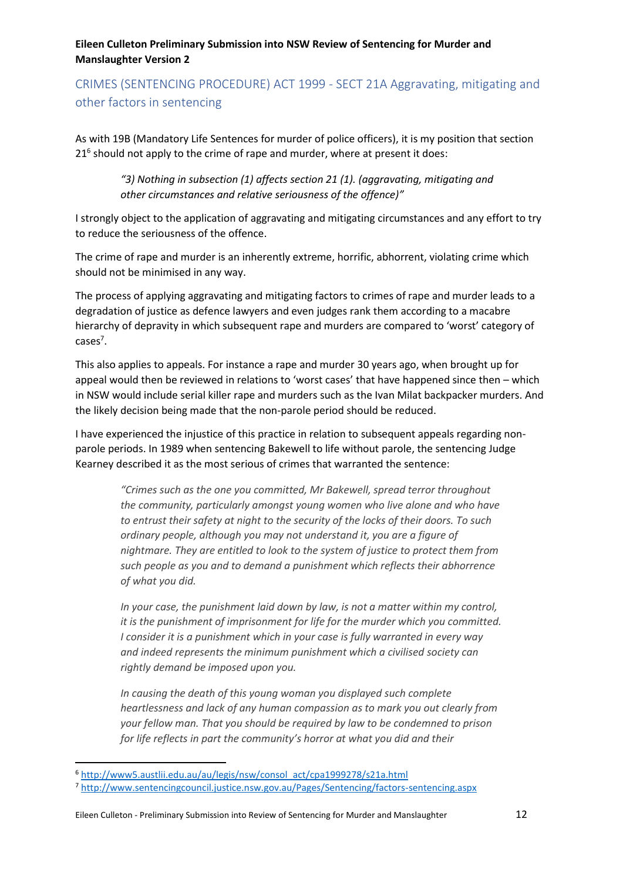## CRIMES (SENTENCING PROCEDURE) ACT 1999 - SECT 21A Aggravating, mitigating and other factors in sentencing

As with 19B (Mandatory Life Sentences for murder of police officers), it is my position that section 21[6] should not apply to the crime of rape and murder, where at present it does:

> *"3) Nothing in subsection (1) affects section 21 (1). (aggravating, mitigating and other circumstances and relative seriousness of the offence)"*

I strongly object to the application of aggravating and mitigating circumstances and any effort to try to reduce the seriousness of the offence.

The crime of rape and murder is an inherently extreme, horrific, abhorrent, violating crime which should not be minimised in any way.

The process of applying aggravating and mitigating factors to crimes of rape and murder leads to a degradation of justice as defence lawyers and even judges rank them according to a macabre hierarchy of depravity in which subsequent rape and murders are compared to 'worst' category of cases[7].

This also applies to appeals. For instance a rape and murder 30 years ago, when brought up for appeal would then be reviewed in relations to 'worst cases' that have happened since then – which in NSW would include serial killer rape and murders such as the Ivan Milat backpacker murders. And the likely decision being made that the non-parole period should be reduced.

I have experienced the injustice of this practice in relation to subsequent appeals regarding non-parole periods. In 1989 when sentencing Bakewell to life without parole, the sentencing Judge Kearney described it as the most serious of crimes that warranted the sentence:

> *"Crimes such as the one you committed, Mr Bakewell, spread terror throughout the community, particularly amongst young women who live alone and who have to entrust their safety at night to the security of the locks of their doors. To such ordinary people, although you may not understand it, you are a figure of nightmare. They are entitled to look to the system of justice to protect them from such people as you and to demand a punishment which reflects their abhorrence of what you did.*
>
> *In your case, the punishment laid down by law, is not a matter within my control, it is the punishment of imprisonment for life for the murder which you committed. I consider it is a punishment which in your case is fully warranted in every way and indeed represents the minimum punishment which a civilised society can rightly demand be imposed upon you.*
>
> *In causing the death of this young woman you displayed such complete heartlessness and lack of any human compassion as to mark you out clearly from your fellow man. That you should be required by law to be condemned to prison for life reflects in part the community's horror at what you did and their*

---

[6] http://www5.austlii.edu.au/au/legis/nsw/consol_act/cpa1999278/s21a.html

[7] http://www.sentencingcouncil.justice.nsw.gov.au/Pages/Sentencing/factors-sentencing.aspx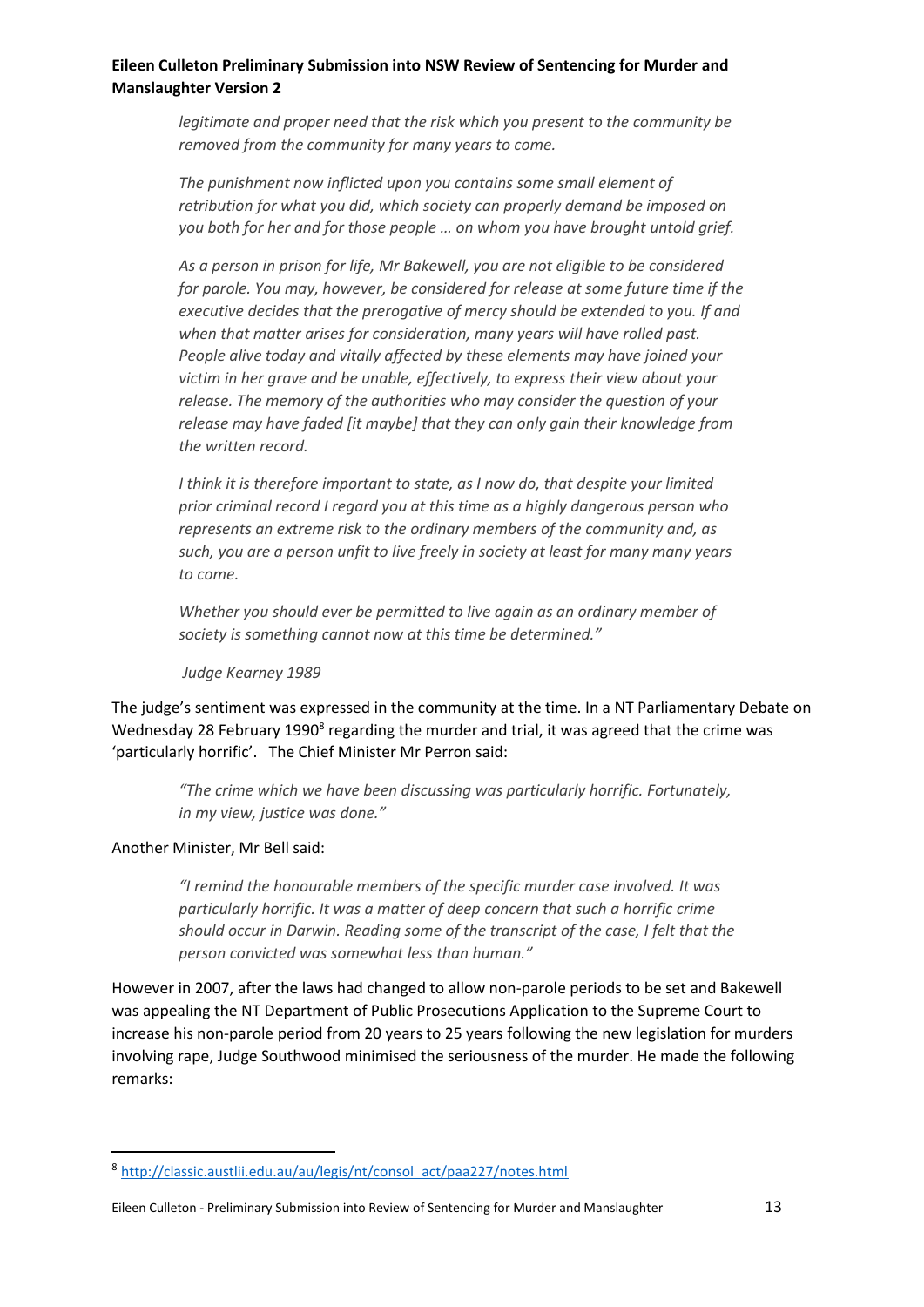> *legitimate and proper need that the risk which you present to the community be removed from the community for many years to come.*
>
> *The punishment now inflicted upon you contains some small element of retribution for what you did, which society can properly demand be imposed on you both for her and for those people … on whom you have brought untold grief.*
>
> *As a person in prison for life, Mr Bakewell, you are not eligible to be considered for parole. You may, however, be considered for release at some future time if the executive decides that the prerogative of mercy should be extended to you. If and when that matter arises for consideration, many years will have rolled past. People alive today and vitally affected by these elements may have joined your victim in her grave and be unable, effectively, to express their view about your release. The memory of the authorities who may consider the question of your release may have faded [it maybe] that they can only gain their knowledge from the written record.*
>
> *I think it is therefore important to state, as I now do, that despite your limited prior criminal record I regard you at this time as a highly dangerous person who represents an extreme risk to the ordinary members of the community and, as such, you are a person unfit to live freely in society at least for many many years to come.*
>
> *Whether you should ever be permitted to live again as an ordinary member of society is something cannot now at this time be determined."*
>
> *Judge Kearney 1989*

The judge's sentiment was expressed in the community at the time. In a NT Parliamentary Debate on Wednesday 28 February 1990[8] regarding the murder and trial, it was agreed that the crime was 'particularly horrific'. The Chief Minister Mr Perron said:

> *"The crime which we have been discussing was particularly horrific. Fortunately, in my view, justice was done."*

Another Minister, Mr Bell said:

> *"I remind the honourable members of the specific murder case involved. It was particularly horrific. It was a matter of deep concern that such a horrific crime should occur in Darwin. Reading some of the transcript of the case, I felt that the person convicted was somewhat less than human."*

However in 2007, after the laws had changed to allow non-parole periods to be set and Bakewell was appealing the NT Department of Public Prosecutions Application to the Supreme Court to increase his non-parole period from 20 years to 25 years following the new legislation for murders involving rape, Judge Southwood minimised the seriousness of the murder. He made the following remarks:

---

[8] http://classic.austlii.edu.au/au/legis/nt/consol_act/paa227/notes.html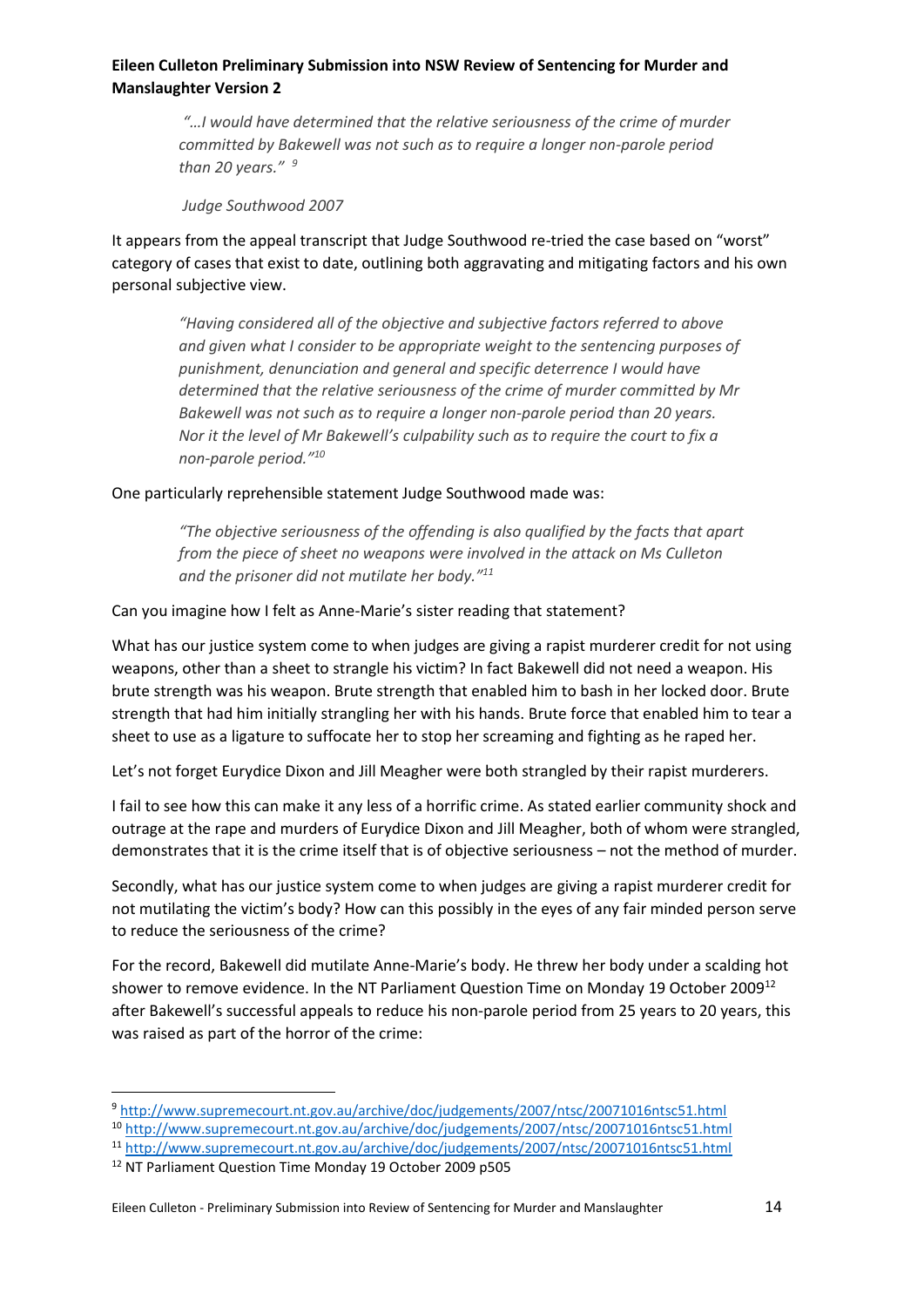> *"…I would have determined that the relative seriousness of the crime of murder committed by Bakewell was not such as to require a longer non-parole period than 20 years."* [9]
>
> *Judge Southwood 2007*

It appears from the appeal transcript that Judge Southwood re-tried the case based on "worst" category of cases that exist to date, outlining both aggravating and mitigating factors and his own personal subjective view.

> *"Having considered all of the objective and subjective factors referred to above and given what I consider to be appropriate weight to the sentencing purposes of punishment, denunciation and general and specific deterrence I would have determined that the relative seriousness of the crime of murder committed by Mr Bakewell was not such as to require a longer non-parole period than 20 years. Nor it the level of Mr Bakewell's culpability such as to require the court to fix a non-parole period."*[10]

One particularly reprehensible statement Judge Southwood made was:

> *"The objective seriousness of the offending is also qualified by the facts that apart from the piece of sheet no weapons were involved in the attack on Ms Culleton and the prisoner did not mutilate her body."*[11]

Can you imagine how I felt as Anne-Marie's sister reading that statement?

What has our justice system come to when judges are giving a rapist murderer credit for not using weapons, other than a sheet to strangle his victim? In fact Bakewell did not need a weapon. His brute strength was his weapon. Brute strength that enabled him to bash in her locked door. Brute strength that had him initially strangling her with his hands. Brute force that enabled him to tear a sheet to use as a ligature to suffocate her to stop her screaming and fighting as he raped her.

Let's not forget Eurydice Dixon and Jill Meagher were both strangled by their rapist murderers.

I fail to see how this can make it any less of a horrific crime. As stated earlier community shock and outrage at the rape and murders of Eurydice Dixon and Jill Meagher, both of whom were strangled, demonstrates that it is the crime itself that is of objective seriousness – not the method of murder.

Secondly, what has our justice system come to when judges are giving a rapist murderer credit for not mutilating the victim's body? How can this possibly in the eyes of any fair minded person serve to reduce the seriousness of the crime?

For the record, Bakewell did mutilate Anne-Marie's body. He threw her body under a scalding hot shower to remove evidence. In the NT Parliament Question Time on Monday 19 October 2009[12] after Bakewell's successful appeals to reduce his non-parole period from 25 years to 20 years, this was raised as part of the horror of the crime:

---

[9] http://www.supremecourt.nt.gov.au/archive/doc/judgements/2007/ntsc/20071016ntsc51.html

[10] http://www.supremecourt.nt.gov.au/archive/doc/judgements/2007/ntsc/20071016ntsc51.html

[11] http://www.supremecourt.nt.gov.au/archive/doc/judgements/2007/ntsc/20071016ntsc51.html

[12] NT Parliament Question Time Monday 19 October 2009 p505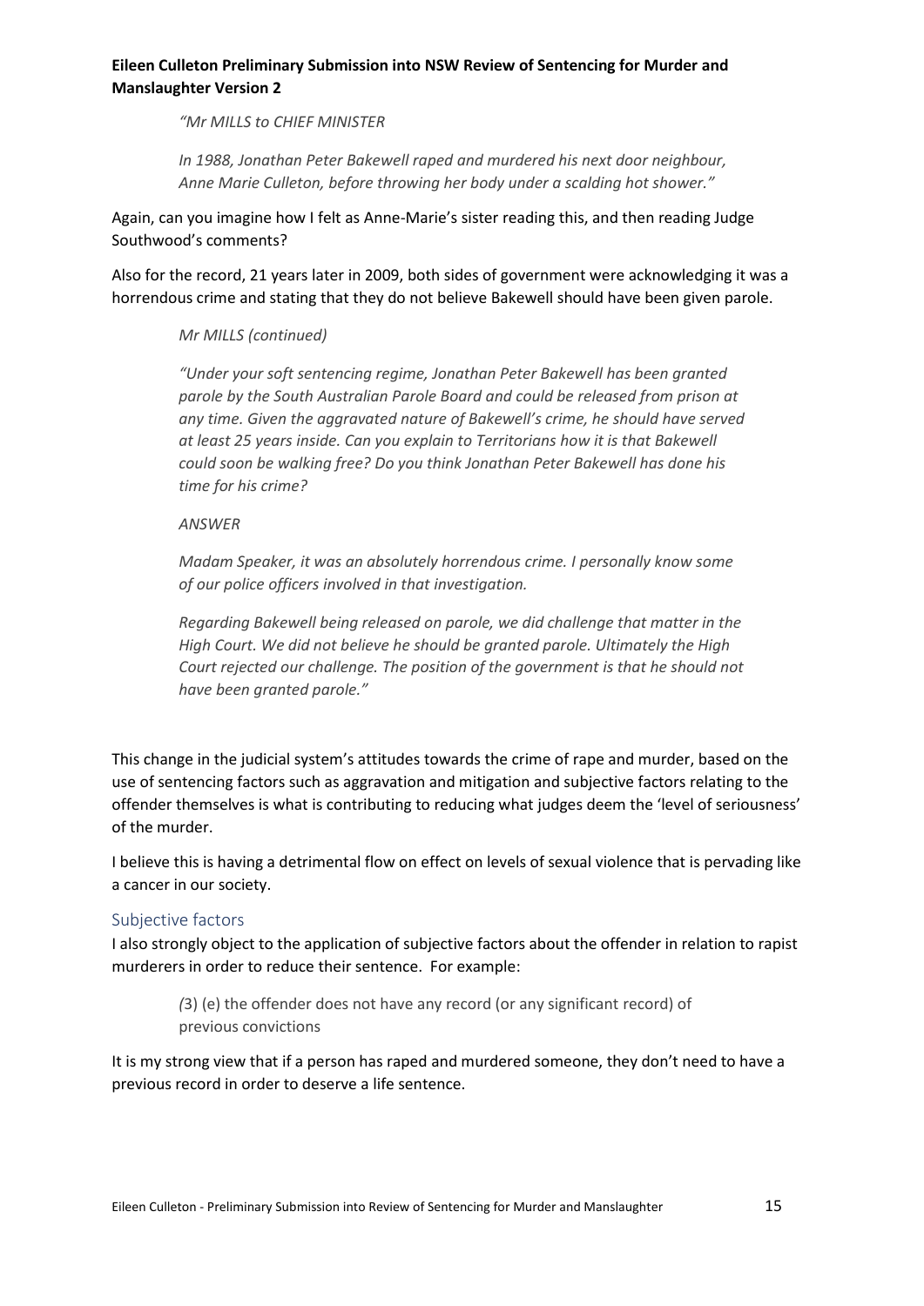*"Mr MILLS to CHIEF MINISTER*

*In 1988, Jonathan Peter Bakewell raped and murdered his next door neighbour, Anne Marie Culleton, before throwing her body under a scalding hot shower."*

Again, can you imagine how I felt as Anne-Marie's sister reading this, and then reading Judge Southwood's comments?

Also for the record, 21 years later in 2009, both sides of government were acknowledging it was a horrendous crime and stating that they do not believe Bakewell should have been given parole.

*Mr MILLS (continued)*

*"Under your soft sentencing regime, Jonathan Peter Bakewell has been granted parole by the South Australian Parole Board and could be released from prison at any time. Given the aggravated nature of Bakewell's crime, he should have served at least 25 years inside. Can you explain to Territorians how it is that Bakewell could soon be walking free? Do you think Jonathan Peter Bakewell has done his time for his crime?*

*ANSWER*

*Madam Speaker, it was an absolutely horrendous crime. I personally know some of our police officers involved in that investigation.*

*Regarding Bakewell being released on parole, we did challenge that matter in the High Court. We did not believe he should be granted parole. Ultimately the High Court rejected our challenge. The position of the government is that he should not have been granted parole."*

This change in the judicial system's attitudes towards the crime of rape and murder, based on the use of sentencing factors such as aggravation and mitigation and subjective factors relating to the offender themselves is what is contributing to reducing what judges deem the 'level of seriousness' of the murder.

I believe this is having a detrimental flow on effect on levels of sexual violence that is pervading like a cancer in our society.

## Subjective factors

I also strongly object to the application of subjective factors about the offender in relation to rapist murderers in order to reduce their sentence. For example:

> (3) (e) the offender does not have any record (or any significant record) of previous convictions

It is my strong view that if a person has raped and murdered someone, they don't need to have a previous record in order to deserve a life sentence.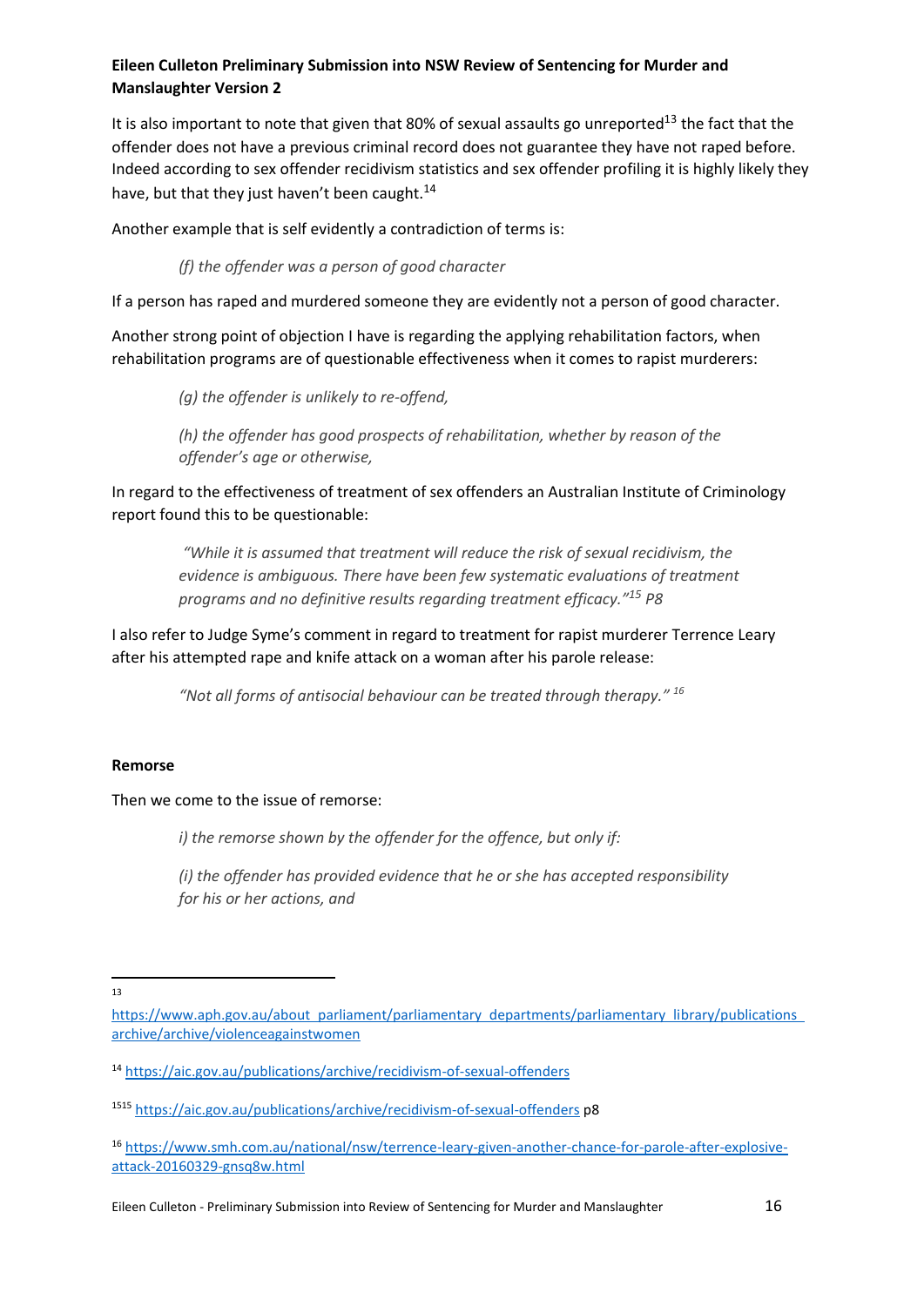It is also important to note that given that 80% of sexual assaults go unreported[13] the fact that the offender does not have a previous criminal record does not guarantee they have not raped before. Indeed according to sex offender recidivism statistics and sex offender profiling it is highly likely they have, but that they just haven't been caught.[14]

Another example that is self evidently a contradiction of terms is:

> *(f) the offender was a person of good character*

If a person has raped and murdered someone they are evidently not a person of good character.

Another strong point of objection I have is regarding the applying rehabilitation factors, when rehabilitation programs are of questionable effectiveness when it comes to rapist murderers:

> *(g) the offender is unlikely to re-offend,*
>
> *(h) the offender has good prospects of rehabilitation, whether by reason of the offender's age or otherwise,*

In regard to the effectiveness of treatment of sex offenders an Australian Institute of Criminology report found this to be questionable:

> *"While it is assumed that treatment will reduce the risk of sexual recidivism, the evidence is ambiguous. There have been few systematic evaluations of treatment programs and no definitive results regarding treatment efficacy."[15] P8*

I also refer to Judge Syme's comment in regard to treatment for rapist murderer Terrence Leary after his attempted rape and knife attack on a woman after his parole release:

> *"Not all forms of antisocial behaviour can be treated through therapy."[16]*

**Remorse**

Then we come to the issue of remorse:

> *i) the remorse shown by the offender for the offence, but only if:*
>
> *(i) the offender has provided evidence that he or she has accepted responsibility for his or her actions, and*

---

[13] https://www.aph.gov.au/about_parliament/parliamentary_departments/parliamentary_library/publications_archive/archive/violenceagainstwomen

[14] https://aic.gov.au/publications/archive/recidivism-of-sexual-offenders

[1515] https://aic.gov.au/publications/archive/recidivism-of-sexual-offenders p8

[16] https://www.smh.com.au/national/nsw/terrence-leary-given-another-chance-for-parole-after-explosive-attack-20160329-gnsq8w.html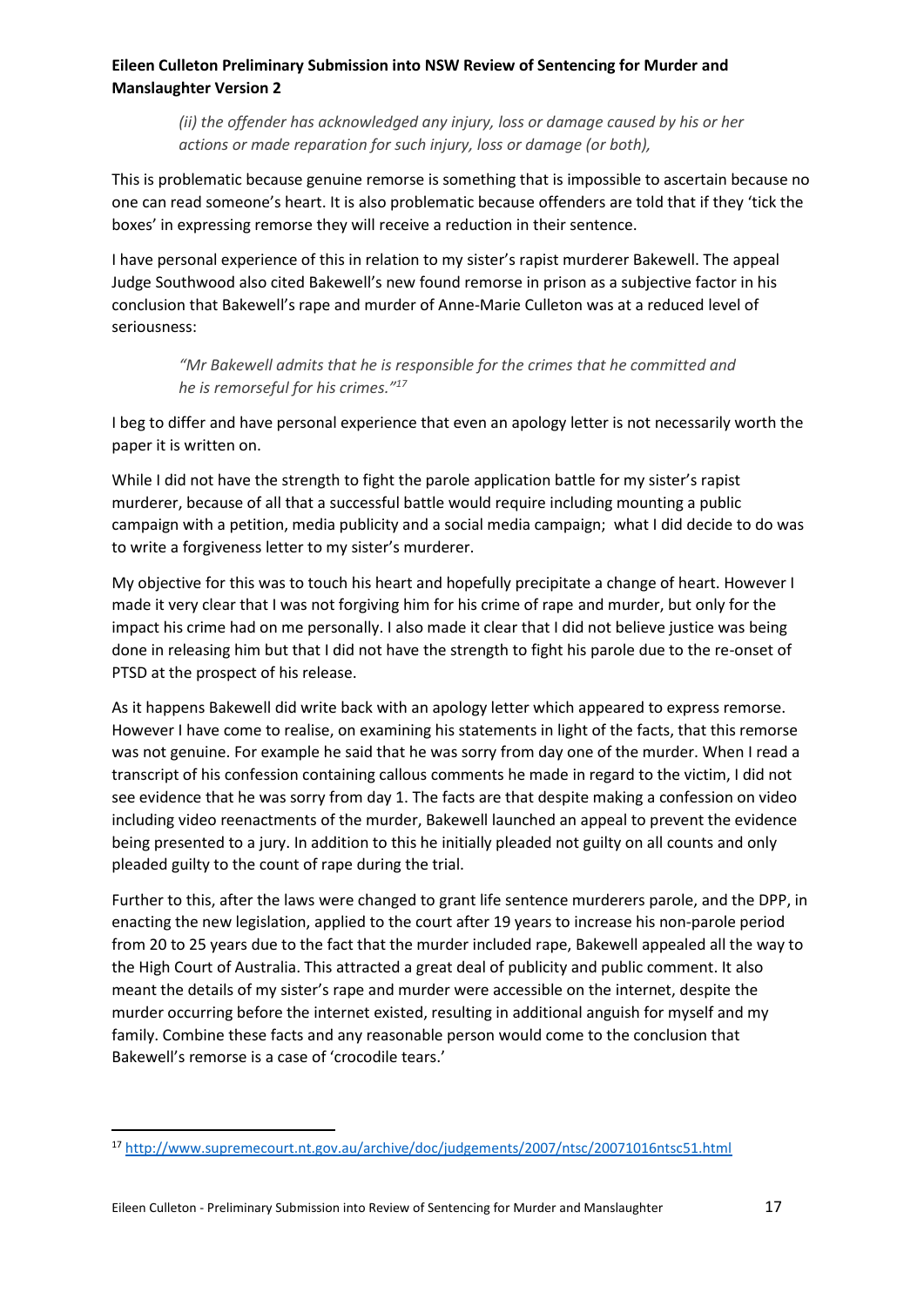> *(ii) the offender has acknowledged any injury, loss or damage caused by his or her actions or made reparation for such injury, loss or damage (or both),*

This is problematic because genuine remorse is something that is impossible to ascertain because no one can read someone's heart. It is also problematic because offenders are told that if they 'tick the boxes' in expressing remorse they will receive a reduction in their sentence.

I have personal experience of this in relation to my sister's rapist murderer Bakewell. The appeal Judge Southwood also cited Bakewell's new found remorse in prison as a subjective factor in his conclusion that Bakewell's rape and murder of Anne-Marie Culleton was at a reduced level of seriousness:

> *"Mr Bakewell admits that he is responsible for the crimes that he committed and he is remorseful for his crimes."*[17]

I beg to differ and have personal experience that even an apology letter is not necessarily worth the paper it is written on.

While I did not have the strength to fight the parole application battle for my sister's rapist murderer, because of all that a successful battle would require including mounting a public campaign with a petition, media publicity and a social media campaign; what I did decide to do was to write a forgiveness letter to my sister's murderer.

My objective for this was to touch his heart and hopefully precipitate a change of heart. However I made it very clear that I was not forgiving him for his crime of rape and murder, but only for the impact his crime had on me personally. I also made it clear that I did not believe justice was being done in releasing him but that I did not have the strength to fight his parole due to the re-onset of PTSD at the prospect of his release.

As it happens Bakewell did write back with an apology letter which appeared to express remorse. However I have come to realise, on examining his statements in light of the facts, that this remorse was not genuine. For example he said that he was sorry from day one of the murder. When I read a transcript of his confession containing callous comments he made in regard to the victim, I did not see evidence that he was sorry from day 1. The facts are that despite making a confession on video including video reenactments of the murder, Bakewell launched an appeal to prevent the evidence being presented to a jury. In addition to this he initially pleaded not guilty on all counts and only pleaded guilty to the count of rape during the trial.

Further to this, after the laws were changed to grant life sentence murderers parole, and the DPP, in enacting the new legislation, applied to the court after 19 years to increase his non-parole period from 20 to 25 years due to the fact that the murder included rape, Bakewell appealed all the way to the High Court of Australia. This attracted a great deal of publicity and public comment. It also meant the details of my sister's rape and murder were accessible on the internet, despite the murder occurring before the internet existed, resulting in additional anguish for myself and my family. Combine these facts and any reasonable person would come to the conclusion that Bakewell's remorse is a case of 'crocodile tears.'

---

[17] http://www.supremecourt.nt.gov.au/archive/doc/judgements/2007/ntsc/20071016ntsc51.html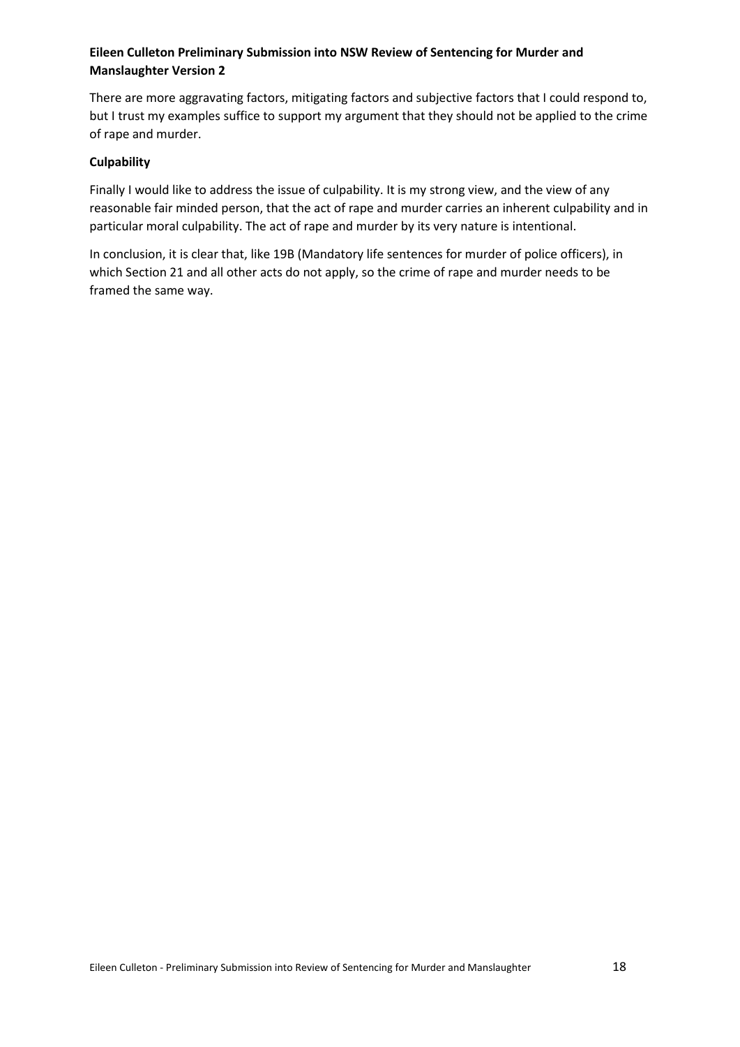There are more aggravating factors, mitigating factors and subjective factors that I could respond to, but I trust my examples suffice to support my argument that they should not be applied to the crime of rape and murder.

**Culpability**

Finally I would like to address the issue of culpability. It is my strong view, and the view of any reasonable fair minded person, that the act of rape and murder carries an inherent culpability and in particular moral culpability. The act of rape and murder by its very nature is intentional.

In conclusion, it is clear that, like 19B (Mandatory life sentences for murder of police officers), in which Section 21 and all other acts do not apply, so the crime of rape and murder needs to be framed the same way.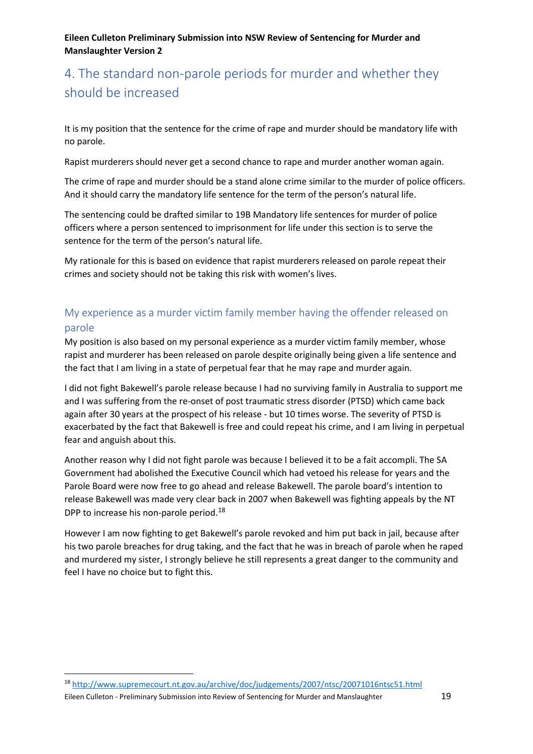## 4. The standard non-parole periods for murder and whether they should be increased

It is my position that the sentence for the crime of rape and murder should be mandatory life with no parole.

Rapist murderers should never get a second chance to rape and murder another woman again.

The crime of rape and murder should be a stand alone crime similar to the murder of police officers. And it should carry the mandatory life sentence for the term of the person's natural life.

The sentencing could be drafted similar to 19B Mandatory life sentences for murder of police officers where a person sentenced to imprisonment for life under this section is to serve the sentence for the term of the person's natural life.

My rationale for this is based on evidence that rapist murderers released on parole repeat their crimes and society should not be taking this risk with women's lives.

### My experience as a murder victim family member having the offender released on parole

My position is also based on my personal experience as a murder victim family member, whose rapist and murderer has been released on parole despite originally being given a life sentence and the fact that I am living in a state of perpetual fear that he may rape and murder again.

I did not fight Bakewell's parole release because I had no surviving family in Australia to support me and I was suffering from the re-onset of post traumatic stress disorder (PTSD) which came back again after 30 years at the prospect of his release - but 10 times worse. The severity of PTSD is exacerbated by the fact that Bakewell is free and could repeat his crime, and I am living in perpetual fear and anguish about this.

Another reason why I did not fight parole was because I believed it to be a fait accompli. The SA Government had abolished the Executive Council which had vetoed his release for years and the Parole Board were now free to go ahead and release Bakewell. The parole board's intention to release Bakewell was made very clear back in 2007 when Bakewell was fighting appeals by the NT DPP to increase his non-parole period.[18]

However I am now fighting to get Bakewell's parole revoked and him put back in jail, because after his two parole breaches for drug taking, and the fact that he was in breach of parole when he raped and murdered my sister, I strongly believe he still represents a great danger to the community and feel I have no choice but to fight this.

---

[18] http://www.supremecourt.nt.gov.au/archive/doc/judgements/2007/ntsc/20071016ntsc51.html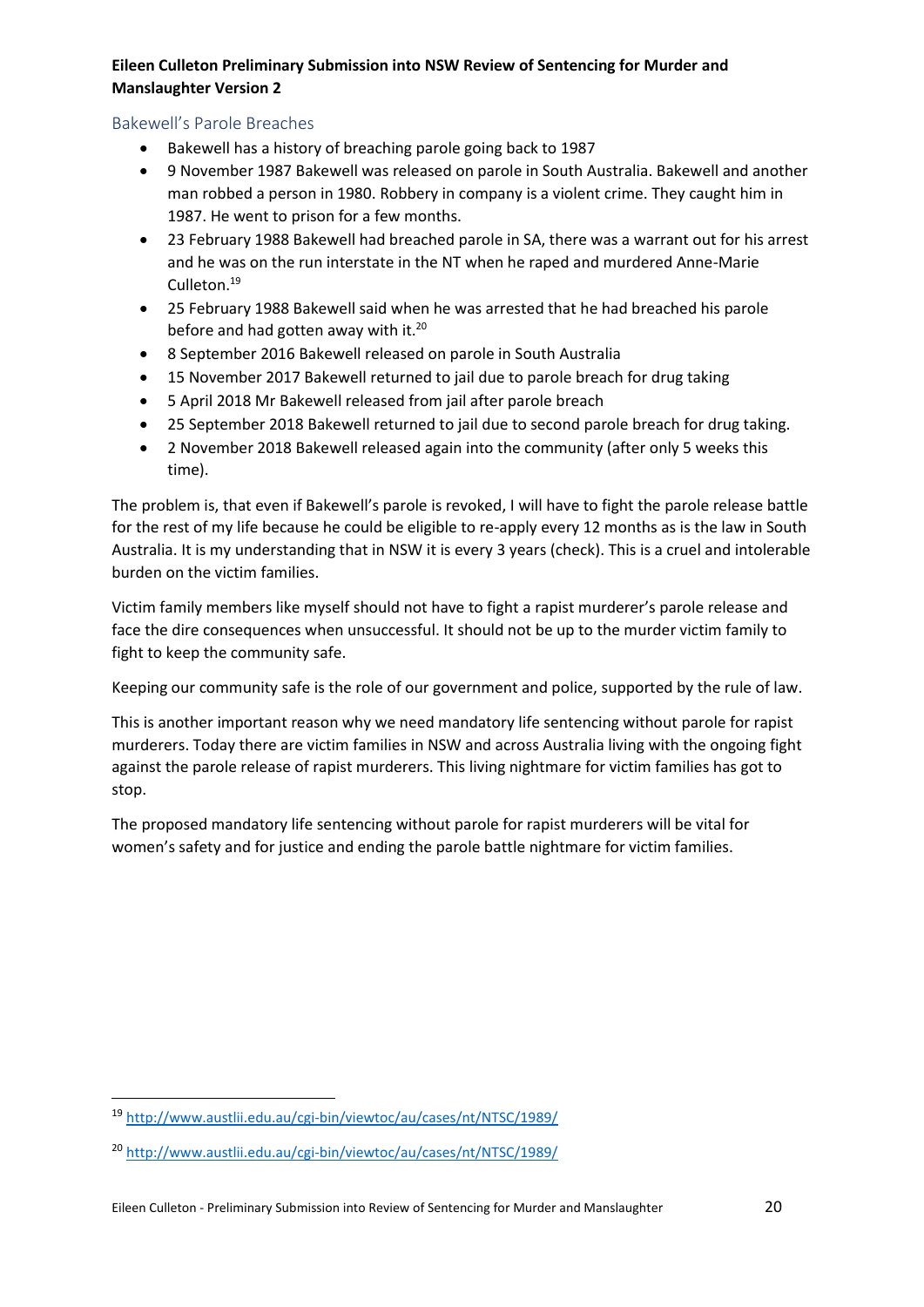## Bakewell's Parole Breaches

- Bakewell has a history of breaching parole going back to 1987
- 9 November 1987 Bakewell was released on parole in South Australia. Bakewell and another man robbed a person in 1980. Robbery in company is a violent crime. They caught him in 1987. He went to prison for a few months.
- 23 February 1988 Bakewell had breached parole in SA, there was a warrant out for his arrest and he was on the run interstate in the NT when he raped and murdered Anne-Marie Culleton.[19]
- 25 February 1988 Bakewell said when he was arrested that he had breached his parole before and had gotten away with it.[20]
- 8 September 2016 Bakewell released on parole in South Australia
- 15 November 2017 Bakewell returned to jail due to parole breach for drug taking
- 5 April 2018 Mr Bakewell released from jail after parole breach
- 25 September 2018 Bakewell returned to jail due to second parole breach for drug taking.
- 2 November 2018 Bakewell released again into the community (after only 5 weeks this time).

The problem is, that even if Bakewell's parole is revoked, I will have to fight the parole release battle for the rest of my life because he could be eligible to re-apply every 12 months as is the law in South Australia. It is my understanding that in NSW it is every 3 years (check). This is a cruel and intolerable burden on the victim families.

Victim family members like myself should not have to fight a rapist murderer's parole release and face the dire consequences when unsuccessful. It should not be up to the murder victim family to fight to keep the community safe.

Keeping our community safe is the role of our government and police, supported by the rule of law.

This is another important reason why we need mandatory life sentencing without parole for rapist murderers. Today there are victim families in NSW and across Australia living with the ongoing fight against the parole release of rapist murderers. This living nightmare for victim families has got to stop.

The proposed mandatory life sentencing without parole for rapist murderers will be vital for women's safety and for justice and ending the parole battle nightmare for victim families.

---

[19] http://www.austlii.edu.au/cgi-bin/viewtoc/au/cases/nt/NTSC/1989/

[20] http://www.austlii.edu.au/cgi-bin/viewtoc/au/cases/nt/NTSC/1989/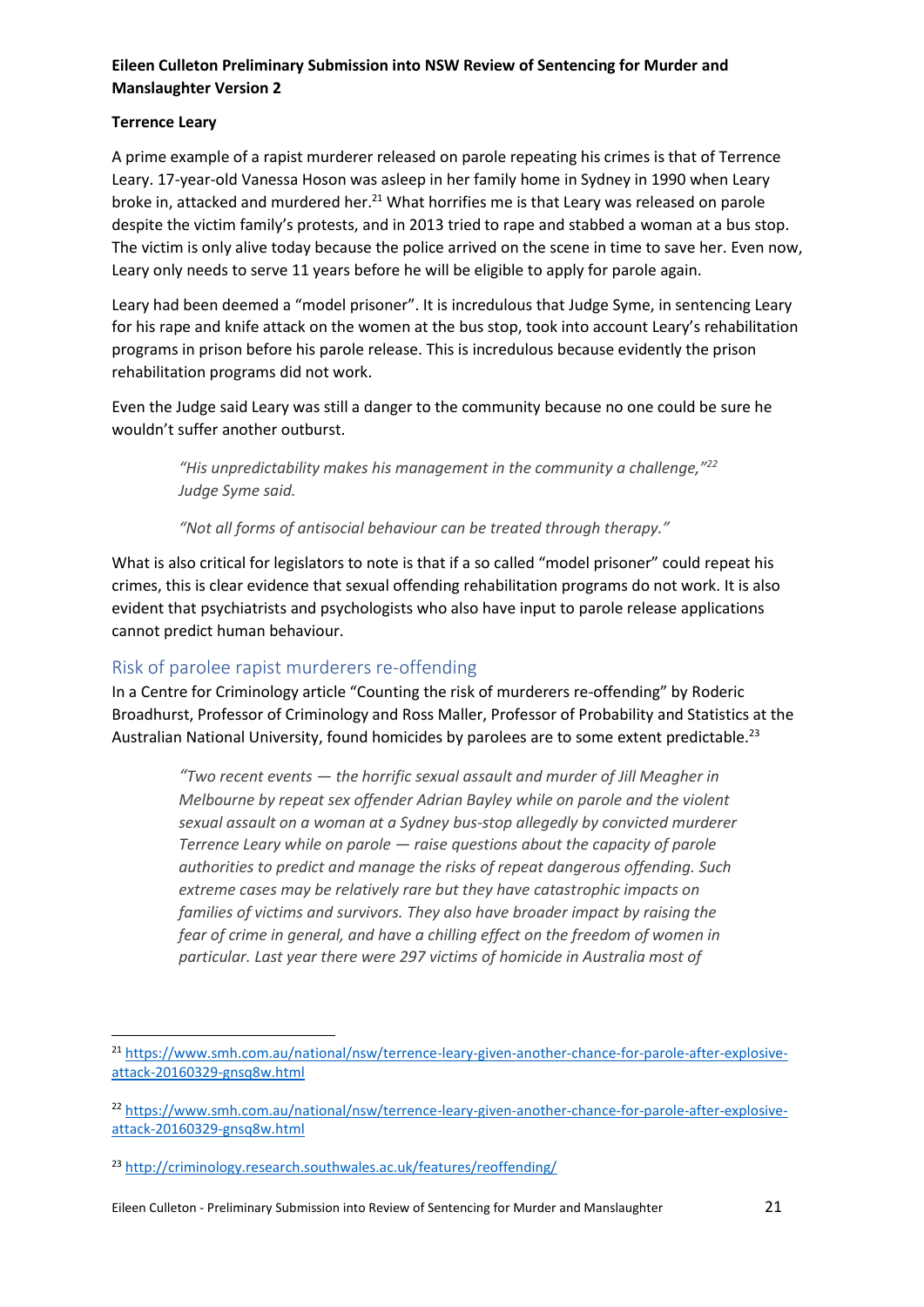**Terrence Leary**

A prime example of a rapist murderer released on parole repeating his crimes is that of Terrence Leary. 17-year-old Vanessa Hoson was asleep in her family home in Sydney in 1990 when Leary broke in, attacked and murdered her.[21] What horrifies me is that Leary was released on parole despite the victim family's protests, and in 2013 tried to rape and stabbed a woman at a bus stop. The victim is only alive today because the police arrived on the scene in time to save her. Even now, Leary only needs to serve 11 years before he will be eligible to apply for parole again.

Leary had been deemed a "model prisoner". It is incredulous that Judge Syme, in sentencing Leary for his rape and knife attack on the women at the bus stop, took into account Leary's rehabilitation programs in prison before his parole release. This is incredulous because evidently the prison rehabilitation programs did not work.

Even the Judge said Leary was still a danger to the community because no one could be sure he wouldn't suffer another outburst.

> *"His unpredictability makes his management in the community a challenge,"*[22] *Judge Syme said.*
>
> *"Not all forms of antisocial behaviour can be treated through therapy."*

What is also critical for legislators to note is that if a so called "model prisoner" could repeat his crimes, this is clear evidence that sexual offending rehabilitation programs do not work. It is also evident that psychiatrists and psychologists who also have input to parole release applications cannot predict human behaviour.

## Risk of parolee rapist murderers re-offending

In a Centre for Criminology article "Counting the risk of murderers re-offending" by Roderic Broadhurst, Professor of Criminology and Ross Maller, Professor of Probability and Statistics at the Australian National University, found homicides by parolees are to some extent predictable.[23]

> *"Two recent events — the horrific sexual assault and murder of Jill Meagher in Melbourne by repeat sex offender Adrian Bayley while on parole and the violent sexual assault on a woman at a Sydney bus-stop allegedly by convicted murderer Terrence Leary while on parole — raise questions about the capacity of parole authorities to predict and manage the risks of repeat dangerous offending. Such extreme cases may be relatively rare but they have catastrophic impacts on families of victims and survivors. They also have broader impact by raising the fear of crime in general, and have a chilling effect on the freedom of women in particular. Last year there were 297 victims of homicide in Australia most of*

---

[21] https://www.smh.com.au/national/nsw/terrence-leary-given-another-chance-for-parole-after-explosive-attack-20160329-gnsq8w.html

[22] https://www.smh.com.au/national/nsw/terrence-leary-given-another-chance-for-parole-after-explosive-attack-20160329-gnsq8w.html

[23] http://criminology.research.southwales.ac.uk/features/reoffending/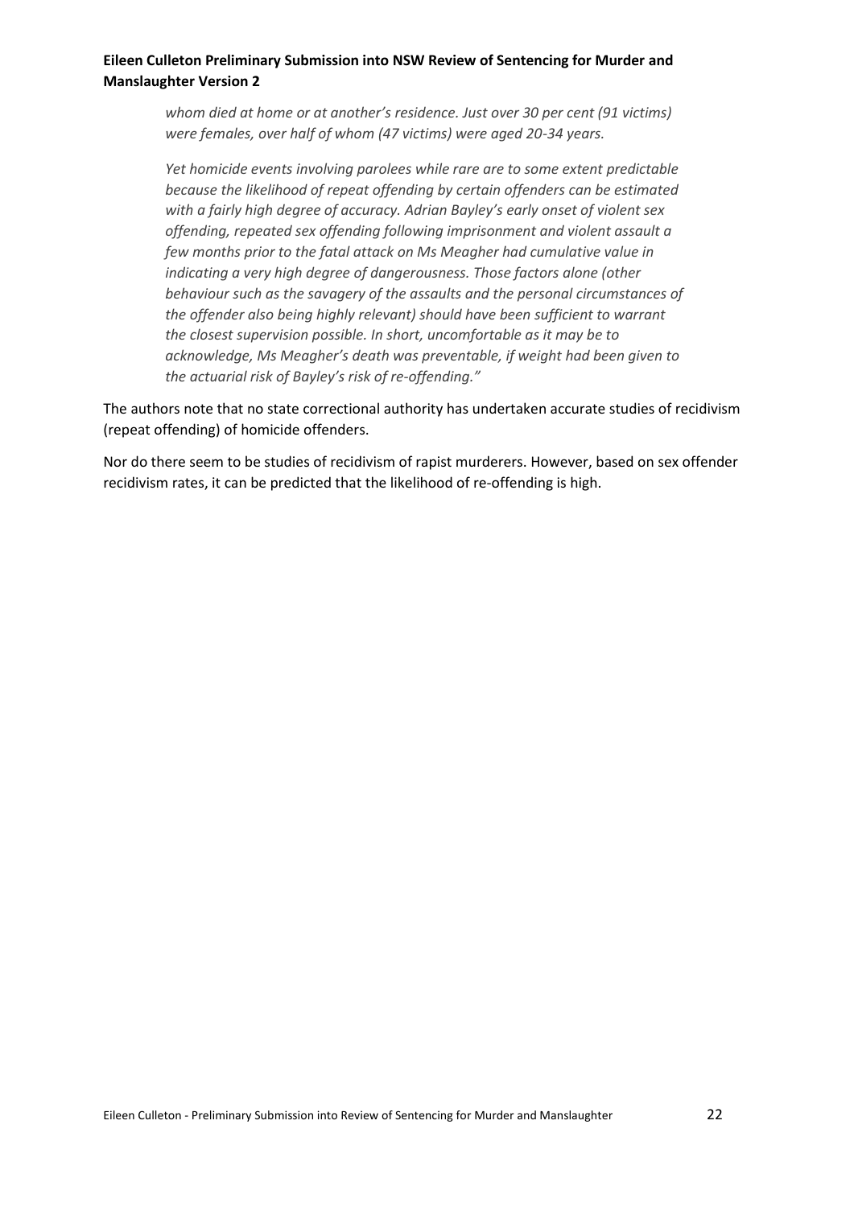> *whom died at home or at another's residence. Just over 30 per cent (91 victims) were females, over half of whom (47 victims) were aged 20-34 years.*
>
> *Yet homicide events involving parolees while rare are to some extent predictable because the likelihood of repeat offending by certain offenders can be estimated with a fairly high degree of accuracy. Adrian Bayley's early onset of violent sex offending, repeated sex offending following imprisonment and violent assault a few months prior to the fatal attack on Ms Meagher had cumulative value in indicating a very high degree of dangerousness. Those factors alone (other behaviour such as the savagery of the assaults and the personal circumstances of the offender also being highly relevant) should have been sufficient to warrant the closest supervision possible. In short, uncomfortable as it may be to acknowledge, Ms Meagher's death was preventable, if weight had been given to the actuarial risk of Bayley's risk of re-offending."*

The authors note that no state correctional authority has undertaken accurate studies of recidivism (repeat offending) of homicide offenders.

Nor do there seem to be studies of recidivism of rapist murderers. However, based on sex offender recidivism rates, it can be predicted that the likelihood of re-offending is high.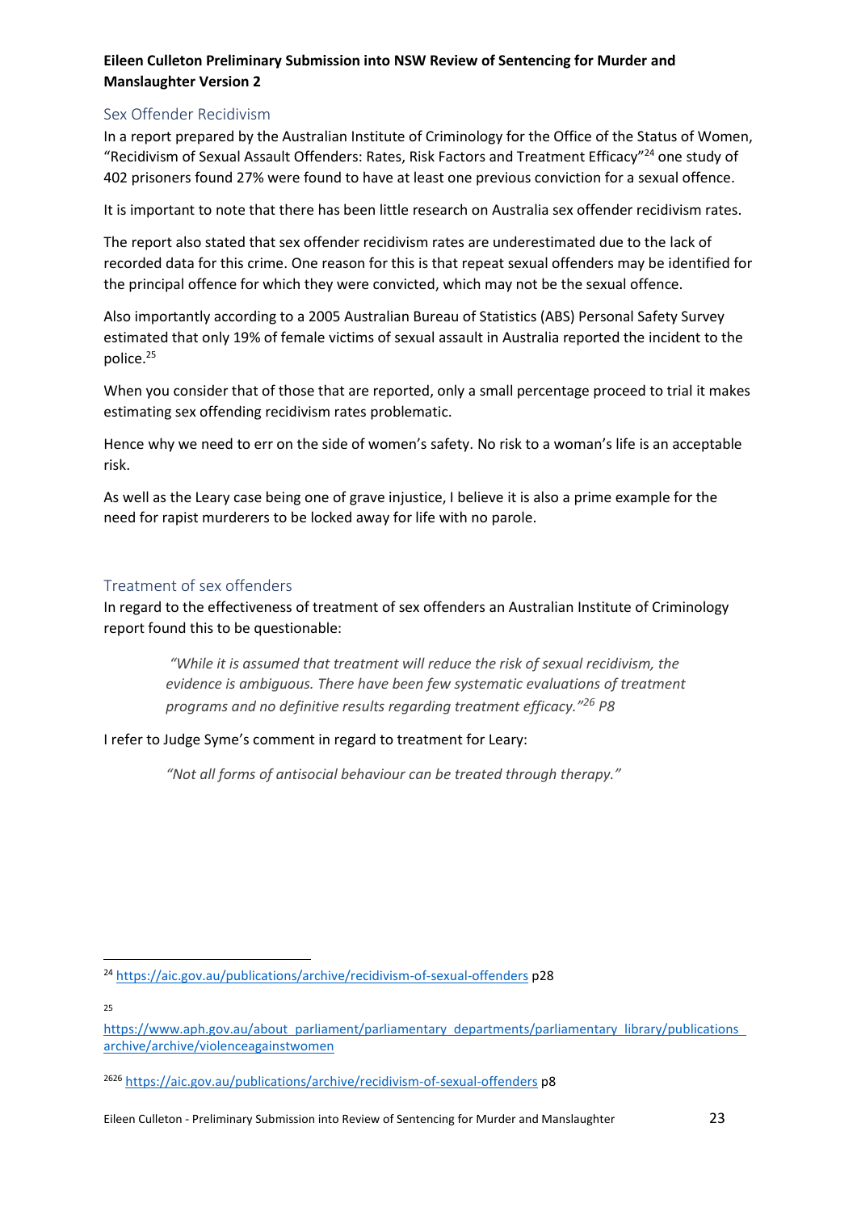## Sex Offender Recidivism

In a report prepared by the Australian Institute of Criminology for the Office of the Status of Women, "Recidivism of Sexual Assault Offenders: Rates, Risk Factors and Treatment Efficacy"[24] one study of 402 prisoners found 27% were found to have at least one previous conviction for a sexual offence.

It is important to note that there has been little research on Australia sex offender recidivism rates.

The report also stated that sex offender recidivism rates are underestimated due to the lack of recorded data for this crime. One reason for this is that repeat sexual offenders may be identified for the principal offence for which they were convicted, which may not be the sexual offence.

Also importantly according to a 2005 Australian Bureau of Statistics (ABS) Personal Safety Survey estimated that only 19% of female victims of sexual assault in Australia reported the incident to the police.[25]

When you consider that of those that are reported, only a small percentage proceed to trial it makes estimating sex offending recidivism rates problematic.

Hence why we need to err on the side of women's safety. No risk to a woman's life is an acceptable risk.

As well as the Leary case being one of grave injustice, I believe it is also a prime example for the need for rapist murderers to be locked away for life with no parole.

## Treatment of sex offenders

In regard to the effectiveness of treatment of sex offenders an Australian Institute of Criminology report found this to be questionable:

> *"While it is assumed that treatment will reduce the risk of sexual recidivism, the evidence is ambiguous. There have been few systematic evaluations of treatment programs and no definitive results regarding treatment efficacy."[26] P8*

I refer to Judge Syme's comment in regard to treatment for Leary:

> *"Not all forms of antisocial behaviour can be treated through therapy."*

---

[24] https://aic.gov.au/publications/archive/recidivism-of-sexual-offenders p28

[25] https://www.aph.gov.au/about_parliament/parliamentary_departments/parliamentary_library/publications_archive/archive/violenceagainstwomen

[2626] https://aic.gov.au/publications/archive/recidivism-of-sexual-offenders p8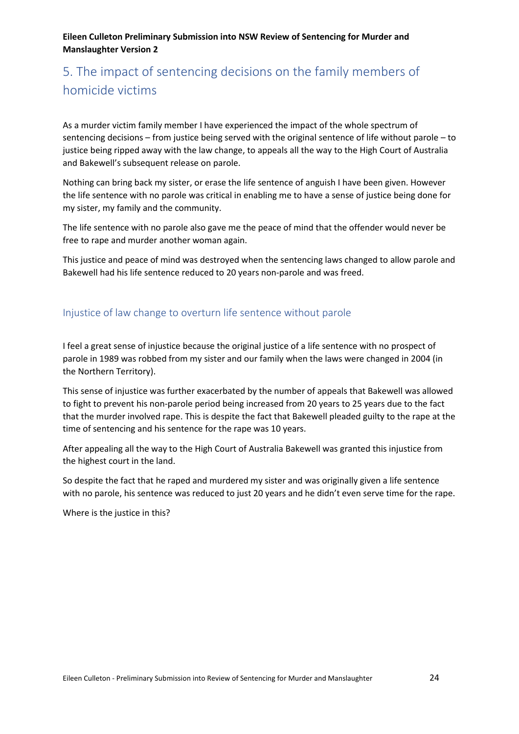## 5. The impact of sentencing decisions on the family members of homicide victims

As a murder victim family member I have experienced the impact of the whole spectrum of sentencing decisions – from justice being served with the original sentence of life without parole – to justice being ripped away with the law change, to appeals all the way to the High Court of Australia and Bakewell's subsequent release on parole.

Nothing can bring back my sister, or erase the life sentence of anguish I have been given. However the life sentence with no parole was critical in enabling me to have a sense of justice being done for my sister, my family and the community.

The life sentence with no parole also gave me the peace of mind that the offender would never be free to rape and murder another woman again.

This justice and peace of mind was destroyed when the sentencing laws changed to allow parole and Bakewell had his life sentence reduced to 20 years non-parole and was freed.

### Injustice of law change to overturn life sentence without parole

I feel a great sense of injustice because the original justice of a life sentence with no prospect of parole in 1989 was robbed from my sister and our family when the laws were changed in 2004 (in the Northern Territory).

This sense of injustice was further exacerbated by the number of appeals that Bakewell was allowed to fight to prevent his non-parole period being increased from 20 years to 25 years due to the fact that the murder involved rape. This is despite the fact that Bakewell pleaded guilty to the rape at the time of sentencing and his sentence for the rape was 10 years.

After appealing all the way to the High Court of Australia Bakewell was granted this injustice from the highest court in the land.

So despite the fact that he raped and murdered my sister and was originally given a life sentence with no parole, his sentence was reduced to just 20 years and he didn't even serve time for the rape.

Where is the justice in this?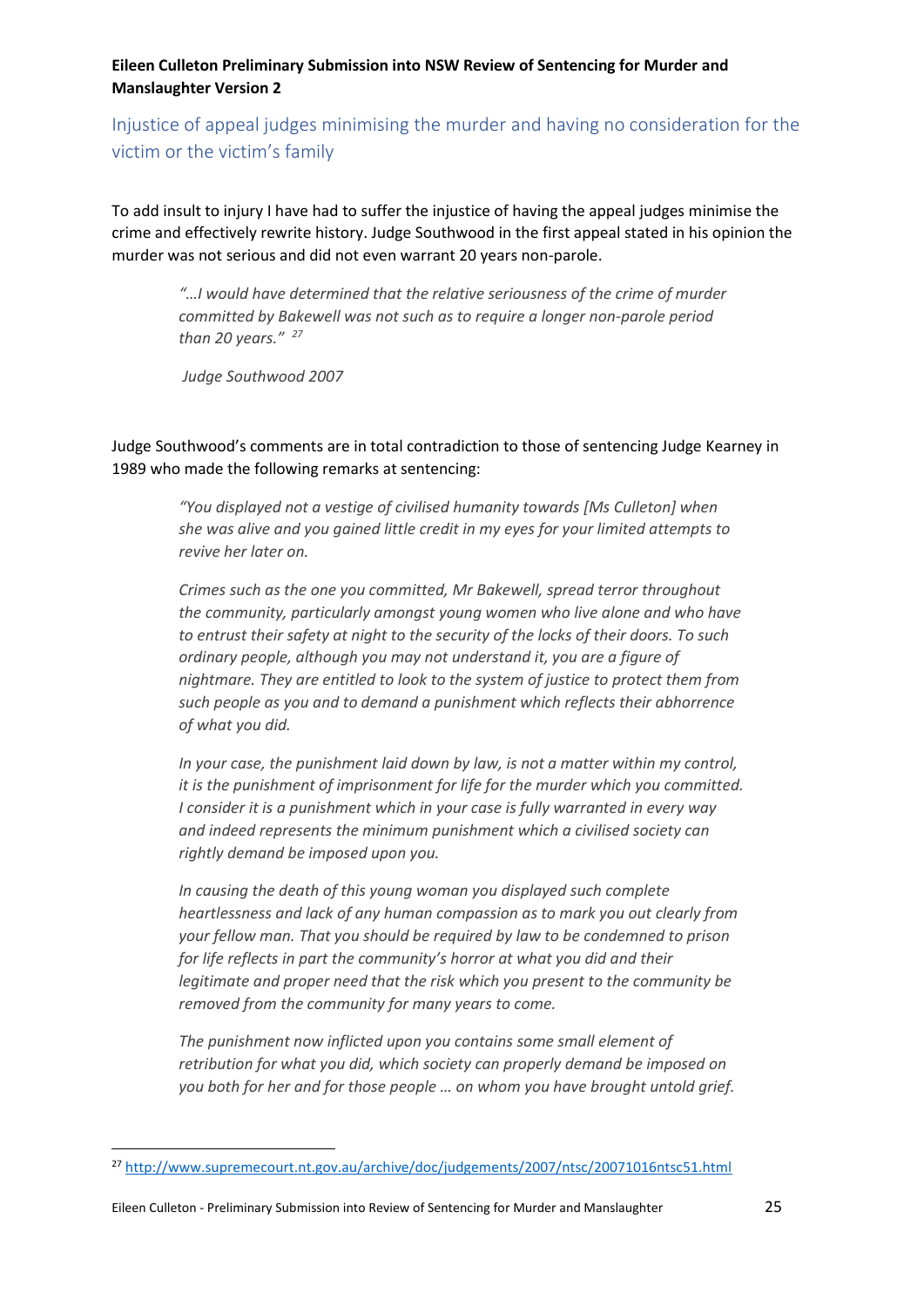## Injustice of appeal judges minimising the murder and having no consideration for the victim or the victim's family

To add insult to injury I have had to suffer the injustice of having the appeal judges minimise the crime and effectively rewrite history. Judge Southwood in the first appeal stated in his opinion the murder was not serious and did not even warrant 20 years non-parole.

> *"…I would have determined that the relative seriousness of the crime of murder committed by Bakewell was not such as to require a longer non-parole period than 20 years."* [27]
>
> *Judge Southwood 2007*

Judge Southwood's comments are in total contradiction to those of sentencing Judge Kearney in 1989 who made the following remarks at sentencing:

> *"You displayed not a vestige of civilised humanity towards [Ms Culleton] when she was alive and you gained little credit in my eyes for your limited attempts to revive her later on.*
>
> *Crimes such as the one you committed, Mr Bakewell, spread terror throughout the community, particularly amongst young women who live alone and who have to entrust their safety at night to the security of the locks of their doors. To such ordinary people, although you may not understand it, you are a figure of nightmare. They are entitled to look to the system of justice to protect them from such people as you and to demand a punishment which reflects their abhorrence of what you did.*
>
> *In your case, the punishment laid down by law, is not a matter within my control, it is the punishment of imprisonment for life for the murder which you committed. I consider it is a punishment which in your case is fully warranted in every way and indeed represents the minimum punishment which a civilised society can rightly demand be imposed upon you.*
>
> *In causing the death of this young woman you displayed such complete heartlessness and lack of any human compassion as to mark you out clearly from your fellow man. That you should be required by law to be condemned to prison for life reflects in part the community's horror at what you did and their legitimate and proper need that the risk which you present to the community be removed from the community for many years to come.*
>
> *The punishment now inflicted upon you contains some small element of retribution for what you did, which society can properly demand be imposed on you both for her and for those people … on whom you have brought untold grief.*

[27] http://www.supremecourt.nt.gov.au/archive/doc/judgements/2007/ntsc/20071016ntsc51.html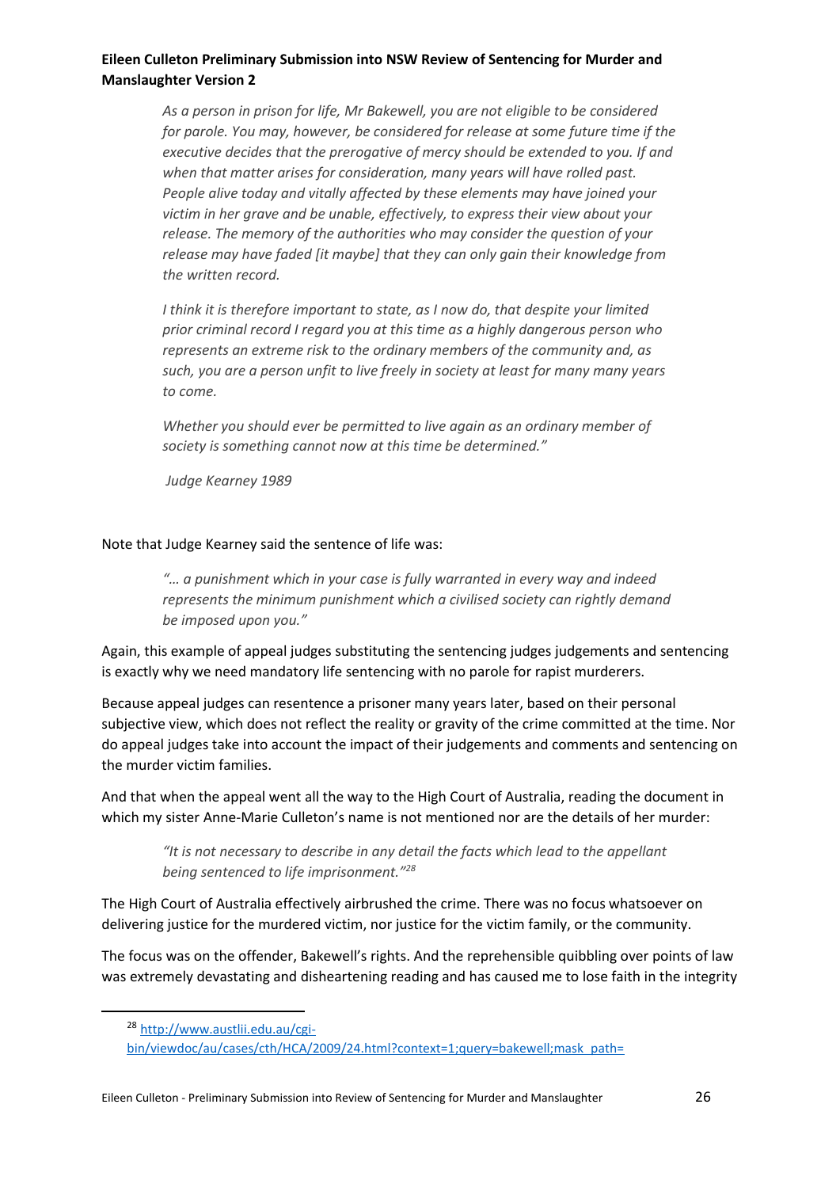> *As a person in prison for life, Mr Bakewell, you are not eligible to be considered for parole. You may, however, be considered for release at some future time if the executive decides that the prerogative of mercy should be extended to you. If and when that matter arises for consideration, many years will have rolled past. People alive today and vitally affected by these elements may have joined your victim in her grave and be unable, effectively, to express their view about your release. The memory of the authorities who may consider the question of your release may have faded [it maybe] that they can only gain their knowledge from the written record.*
>
> *I think it is therefore important to state, as I now do, that despite your limited prior criminal record I regard you at this time as a highly dangerous person who represents an extreme risk to the ordinary members of the community and, as such, you are a person unfit to live freely in society at least for many many years to come.*
>
> *Whether you should ever be permitted to live again as an ordinary member of society is something cannot now at this time be determined."*
>
> *Judge Kearney 1989*

Note that Judge Kearney said the sentence of life was:

> *"… a punishment which in your case is fully warranted in every way and indeed represents the minimum punishment which a civilised society can rightly demand be imposed upon you."*

Again, this example of appeal judges substituting the sentencing judges judgements and sentencing is exactly why we need mandatory life sentencing with no parole for rapist murderers.

Because appeal judges can resentence a prisoner many years later, based on their personal subjective view, which does not reflect the reality or gravity of the crime committed at the time. Nor do appeal judges take into account the impact of their judgements and comments and sentencing on the murder victim families.

And that when the appeal went all the way to the High Court of Australia, reading the document in which my sister Anne-Marie Culleton's name is not mentioned nor are the details of her murder:

> *"It is not necessary to describe in any detail the facts which lead to the appellant being sentenced to life imprisonment."*[28]

The High Court of Australia effectively airbrushed the crime. There was no focus whatsoever on delivering justice for the murdered victim, nor justice for the victim family, or the community.

The focus was on the offender, Bakewell's rights. And the reprehensible quibbling over points of law was extremely devastating and disheartening reading and has caused me to lose faith in the integrity

---

[28] http://www.austlii.edu.au/cgi-bin/viewdoc/au/cases/cth/HCA/2009/24.html?context=1;query=bakewell;mask_path=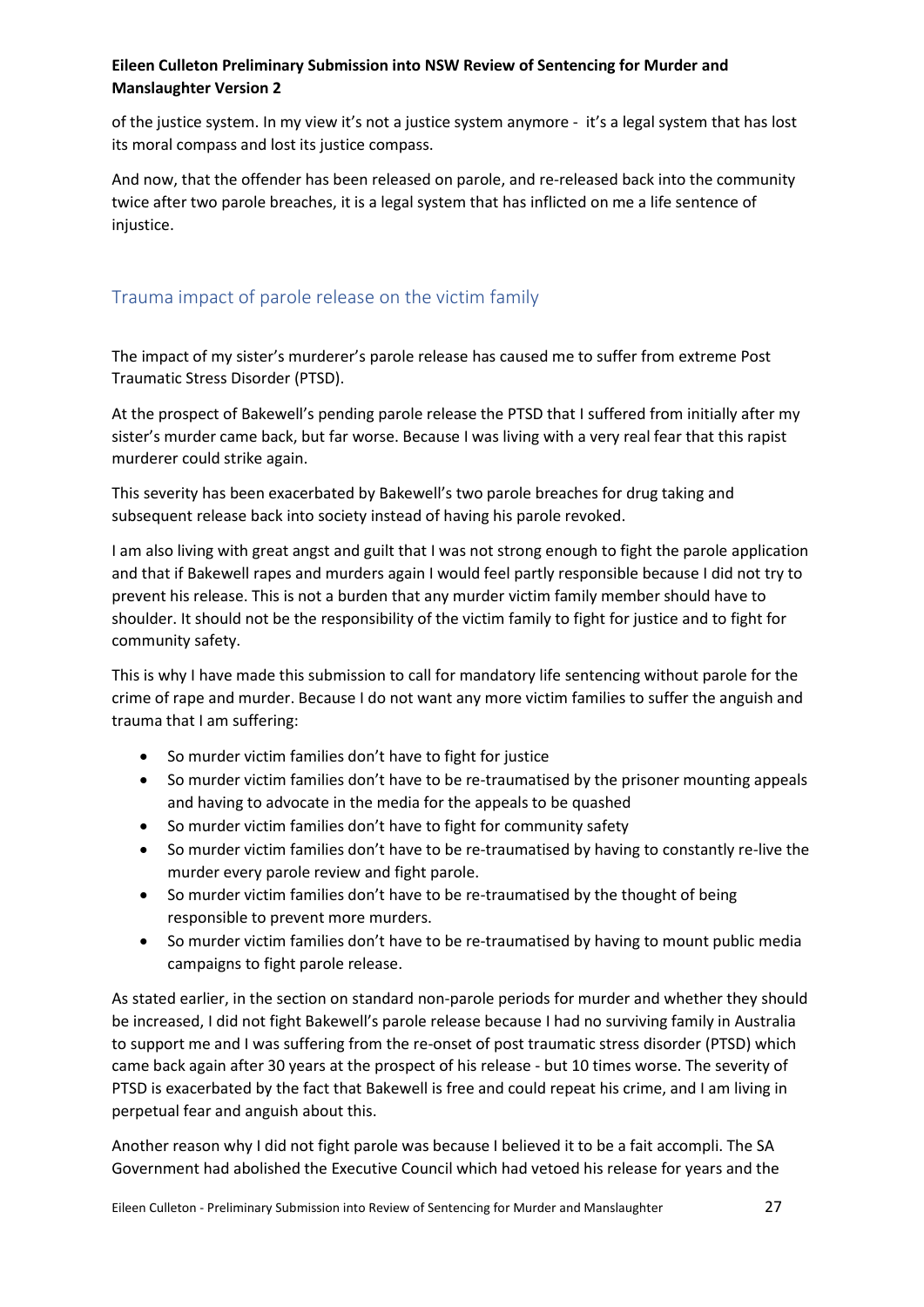of the justice system. In my view it's not a justice system anymore -  it's a legal system that has lost its moral compass and lost its justice compass.

And now, that the offender has been released on parole, and re-released back into the community twice after two parole breaches, it is a legal system that has inflicted on me a life sentence of injustice.

## Trauma impact of parole release on the victim family

The impact of my sister's murderer's parole release has caused me to suffer from extreme Post Traumatic Stress Disorder (PTSD).

At the prospect of Bakewell's pending parole release the PTSD that I suffered from initially after my sister's murder came back, but far worse. Because I was living with a very real fear that this rapist murderer could strike again.

This severity has been exacerbated by Bakewell's two parole breaches for drug taking and subsequent release back into society instead of having his parole revoked.

I am also living with great angst and guilt that I was not strong enough to fight the parole application and that if Bakewell rapes and murders again I would feel partly responsible because I did not try to prevent his release. This is not a burden that any murder victim family member should have to shoulder. It should not be the responsibility of the victim family to fight for justice and to fight for community safety.

This is why I have made this submission to call for mandatory life sentencing without parole for the crime of rape and murder. Because I do not want any more victim families to suffer the anguish and trauma that I am suffering:

- So murder victim families don't have to fight for justice
- So murder victim families don't have to be re-traumatised by the prisoner mounting appeals and having to advocate in the media for the appeals to be quashed
- So murder victim families don't have to fight for community safety
- So murder victim families don't have to be re-traumatised by having to constantly re-live the murder every parole review and fight parole.
- So murder victim families don't have to be re-traumatised by the thought of being responsible to prevent more murders.
- So murder victim families don't have to be re-traumatised by having to mount public media campaigns to fight parole release.

As stated earlier, in the section on standard non-parole periods for murder and whether they should be increased, I did not fight Bakewell's parole release because I had no surviving family in Australia to support me and I was suffering from the re-onset of post traumatic stress disorder (PTSD) which came back again after 30 years at the prospect of his release - but 10 times worse. The severity of PTSD is exacerbated by the fact that Bakewell is free and could repeat his crime, and I am living in perpetual fear and anguish about this.

Another reason why I did not fight parole was because I believed it to be a fait accompli. The SA Government had abolished the Executive Council which had vetoed his release for years and the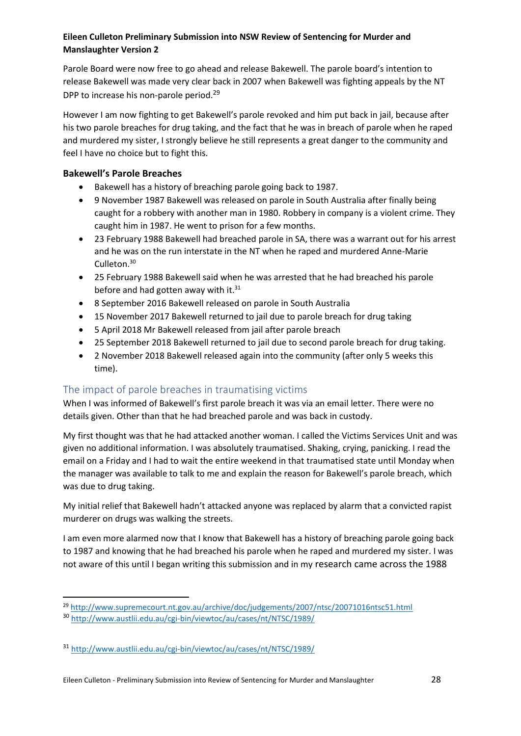Parole Board were now free to go ahead and release Bakewell. The parole board's intention to release Bakewell was made very clear back in 2007 when Bakewell was fighting appeals by the NT DPP to increase his non-parole period.[29]

However I am now fighting to get Bakewell's parole revoked and him put back in jail, because after his two parole breaches for drug taking, and the fact that he was in breach of parole when he raped and murdered my sister, I strongly believe he still represents a great danger to the community and feel I have no choice but to fight this.

### Bakewell's Parole Breaches

- Bakewell has a history of breaching parole going back to 1987.
- 9 November 1987 Bakewell was released on parole in South Australia after finally being caught for a robbery with another man in 1980. Robbery in company is a violent crime. They caught him in 1987. He went to prison for a few months.
- 23 February 1988 Bakewell had breached parole in SA, there was a warrant out for his arrest and he was on the run interstate in the NT when he raped and murdered Anne-Marie Culleton.[30]
- 25 February 1988 Bakewell said when he was arrested that he had breached his parole before and had gotten away with it.[31]
- 8 September 2016 Bakewell released on parole in South Australia
- 15 November 2017 Bakewell returned to jail due to parole breach for drug taking
- 5 April 2018 Mr Bakewell released from jail after parole breach
- 25 September 2018 Bakewell returned to jail due to second parole breach for drug taking.
- 2 November 2018 Bakewell released again into the community (after only 5 weeks this time).

## The impact of parole breaches in traumatising victims

When I was informed of Bakewell's first parole breach it was via an email letter. There were no details given. Other than that he had breached parole and was back in custody.

My first thought was that he had attacked another woman. I called the Victims Services Unit and was given no additional information. I was absolutely traumatised. Shaking, crying, panicking. I read the email on a Friday and I had to wait the entire weekend in that traumatised state until Monday when the manager was available to talk to me and explain the reason for Bakewell's parole breach, which was due to drug taking.

My initial relief that Bakewell hadn't attacked anyone was replaced by alarm that a convicted rapist murderer on drugs was walking the streets.

I am even more alarmed now that I know that Bakewell has a history of breaching parole going back to 1987 and knowing that he had breached his parole when he raped and murdered my sister. I was not aware of this until I began writing this submission and in my research came across the 1988

---

[29] http://www.supremecourt.nt.gov.au/archive/doc/judgements/2007/ntsc/20071016ntsc51.html

[30] http://www.austlii.edu.au/cgi-bin/viewtoc/au/cases/nt/NTSC/1989/

[31] http://www.austlii.edu.au/cgi-bin/viewtoc/au/cases/nt/NTSC/1989/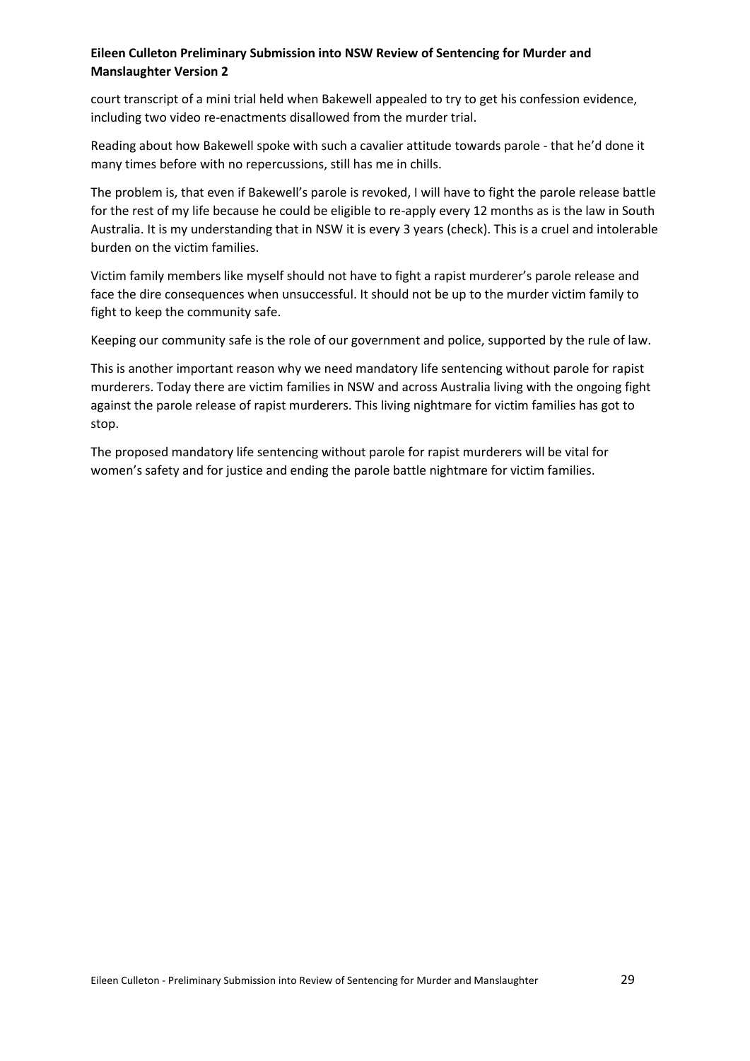court transcript of a mini trial held when Bakewell appealed to try to get his confession evidence, including two video re-enactments disallowed from the murder trial.

Reading about how Bakewell spoke with such a cavalier attitude towards parole - that he'd done it many times before with no repercussions, still has me in chills.

The problem is, that even if Bakewell's parole is revoked, I will have to fight the parole release battle for the rest of my life because he could be eligible to re-apply every 12 months as is the law in South Australia. It is my understanding that in NSW it is every 3 years (check). This is a cruel and intolerable burden on the victim families.

Victim family members like myself should not have to fight a rapist murderer's parole release and face the dire consequences when unsuccessful. It should not be up to the murder victim family to fight to keep the community safe.

Keeping our community safe is the role of our government and police, supported by the rule of law.

This is another important reason why we need mandatory life sentencing without parole for rapist murderers. Today there are victim families in NSW and across Australia living with the ongoing fight against the parole release of rapist murderers. This living nightmare for victim families has got to stop.

The proposed mandatory life sentencing without parole for rapist murderers will be vital for women's safety and for justice and ending the parole battle nightmare for victim families.